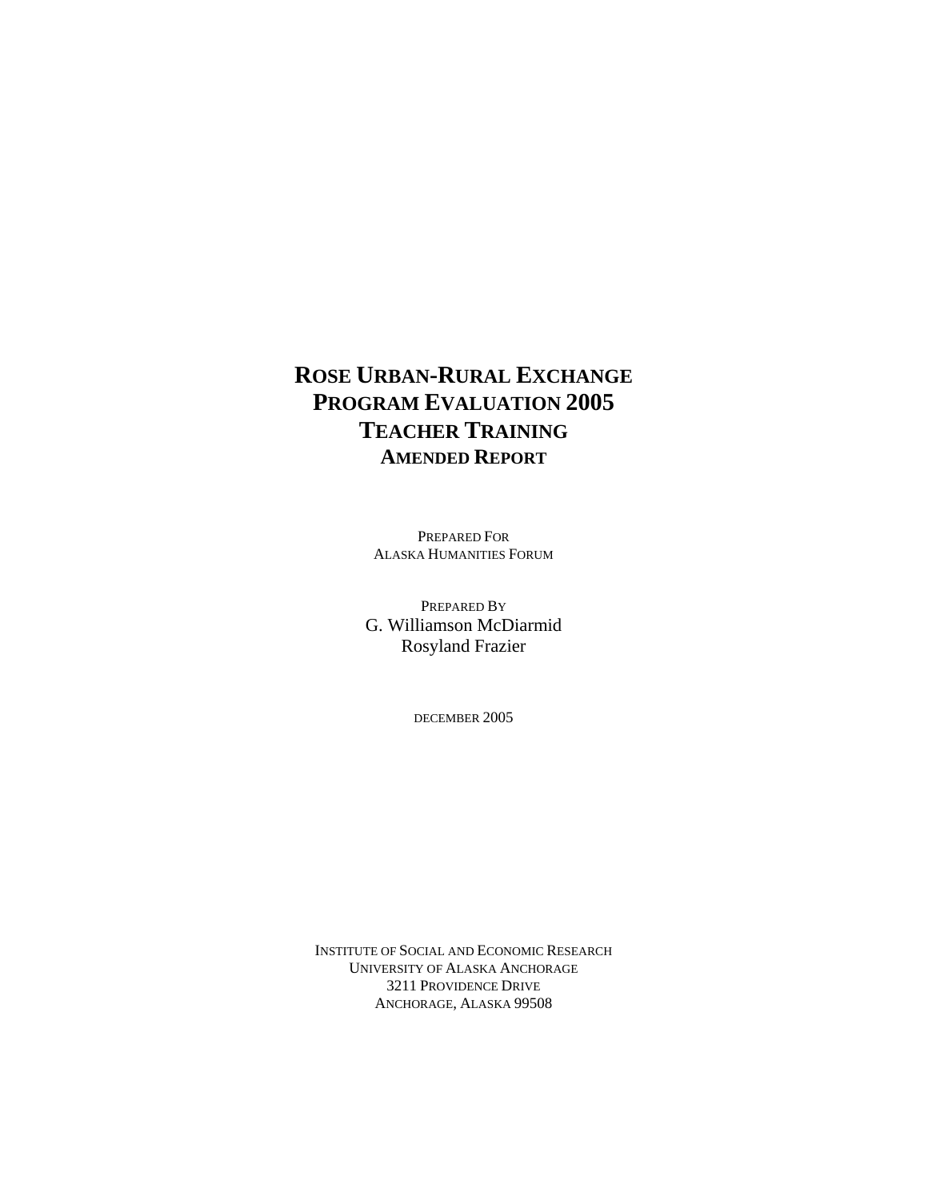# ROSE URBAN-RURAL EXCHANGE PROGRAM EVALUATION 2005 TEACHER TRAINING

## AMENDED REPORT

PREPARED FOR
ALASKA HUMANITIES FORUM

PREPARED BY
G. Williamson McDiarmid
Rosyland Frazier

DECEMBER 2005

INSTITUTE OF SOCIAL AND ECONOMIC RESEARCH
UNIVERSITY OF ALASKA ANCHORAGE
3211 PROVIDENCE DRIVE
ANCHORAGE, ALASKA 99508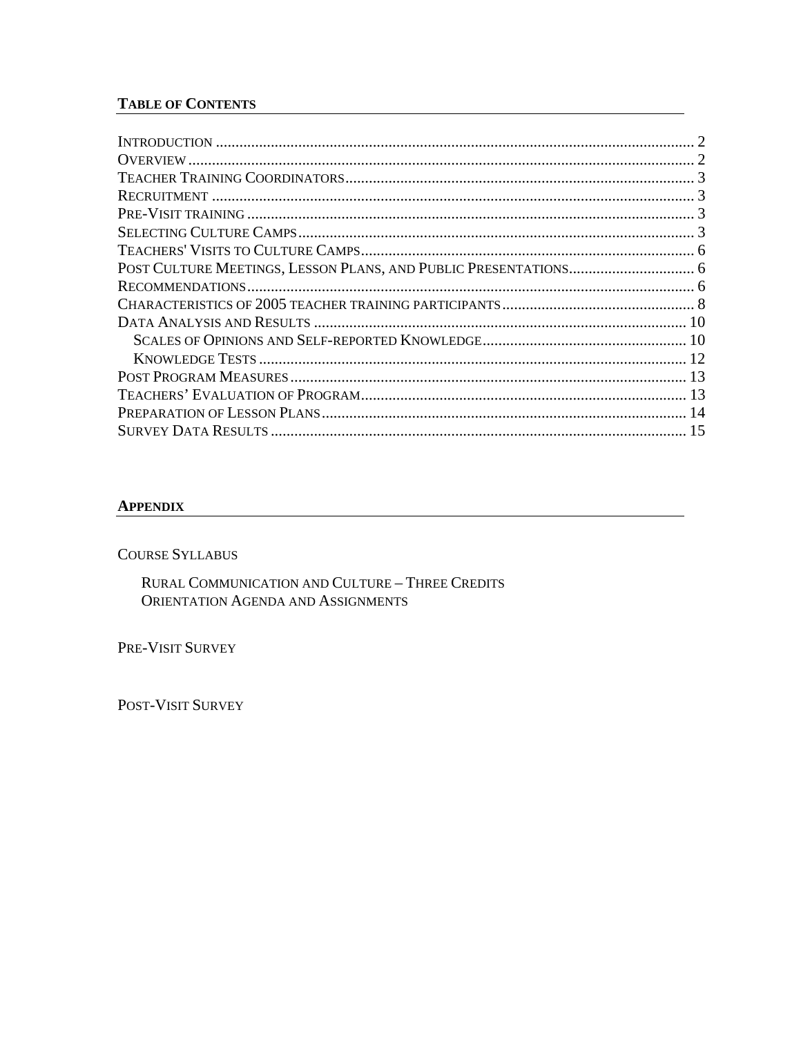## TABLE OF CONTENTS

INTRODUCTION ........................................................................................................................ 2
OVERVIEW ................................................................................................................................ 2
TEACHER TRAINING COORDINATORS ........................................................................................ 3
RECRUITMENT .......................................................................................................................... 3
PRE-VISIT TRAINING ................................................................................................................ 3
SELECTING CULTURE CAMPS .................................................................................................... 3
TEACHERS' VISITS TO CULTURE CAMPS .................................................................................... 6
POST CULTURE MEETINGS, LESSON PLANS, AND PUBLIC PRESENTATIONS ................................ 6
RECOMMENDATIONS ................................................................................................................. 6
CHARACTERISTICS OF 2005 TEACHER TRAINING PARTICIPANTS ................................................. 8
DATA ANALYSIS AND RESULTS .............................................................................................. 10
    SCALES OF OPINIONS AND SELF-REPORTED KNOWLEDGE .................................................... 10
    KNOWLEDGE TESTS ............................................................................................................ 12
POST PROGRAM MEASURES .................................................................................................... 13
TEACHERS' EVALUATION OF PROGRAM .................................................................................. 13
PREPARATION OF LESSON PLANS ............................................................................................ 14
SURVEY DATA RESULTS ......................................................................................................... 15

## APPENDIX

COURSE SYLLABUS

- RURAL COMMUNICATION AND CULTURE – THREE CREDITS
- ORIENTATION AGENDA AND ASSIGNMENTS

PRE-VISIT SURVEY

POST-VISIT SURVEY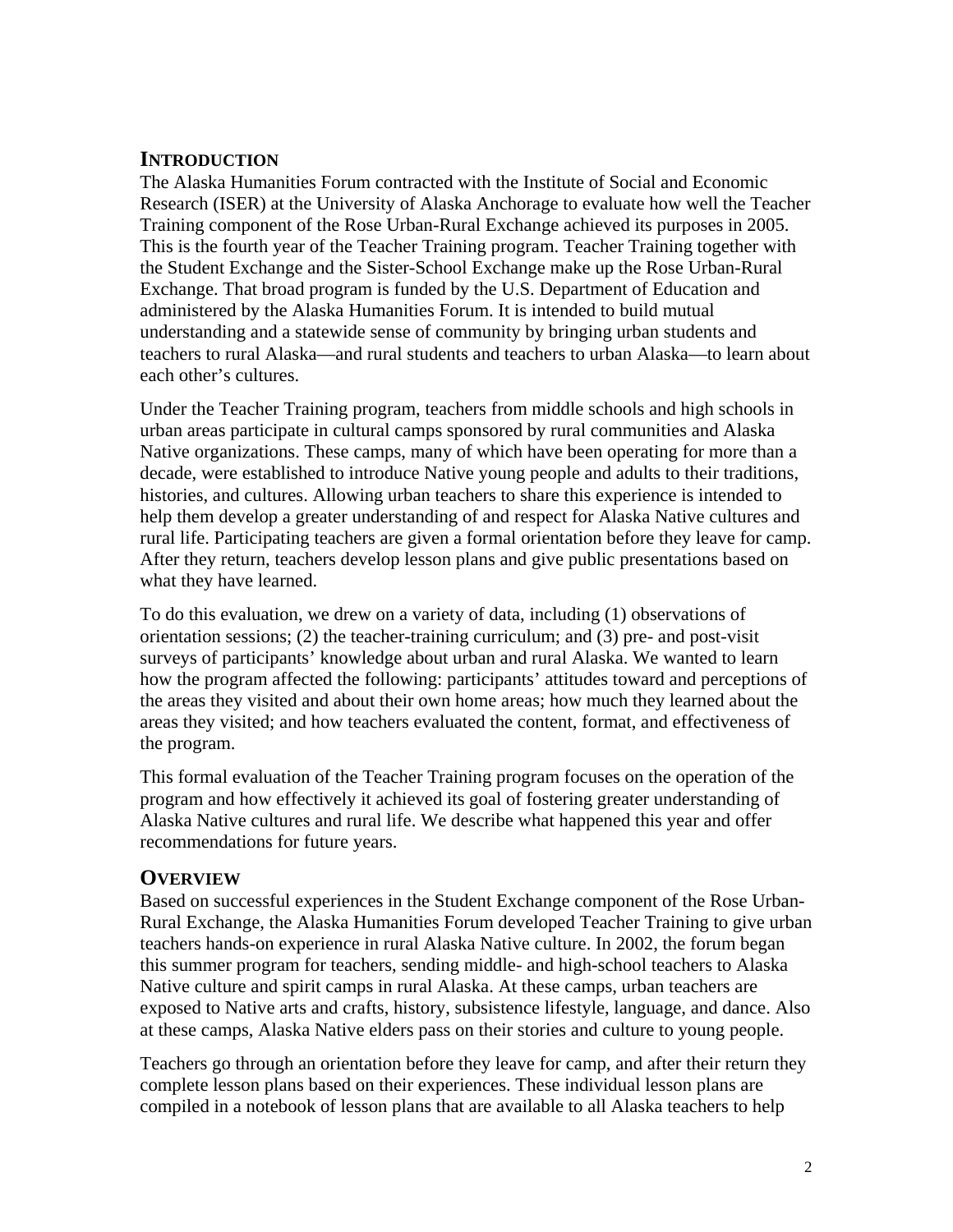## INTRODUCTION

The Alaska Humanities Forum contracted with the Institute of Social and Economic Research (ISER) at the University of Alaska Anchorage to evaluate how well the Teacher Training component of the Rose Urban-Rural Exchange achieved its purposes in 2005. This is the fourth year of the Teacher Training program. Teacher Training together with the Student Exchange and the Sister-School Exchange make up the Rose Urban-Rural Exchange. That broad program is funded by the U.S. Department of Education and administered by the Alaska Humanities Forum. It is intended to build mutual understanding and a statewide sense of community by bringing urban students and teachers to rural Alaska—and rural students and teachers to urban Alaska—to learn about each other's cultures.

Under the Teacher Training program, teachers from middle schools and high schools in urban areas participate in cultural camps sponsored by rural communities and Alaska Native organizations. These camps, many of which have been operating for more than a decade, were established to introduce Native young people and adults to their traditions, histories, and cultures. Allowing urban teachers to share this experience is intended to help them develop a greater understanding of and respect for Alaska Native cultures and rural life. Participating teachers are given a formal orientation before they leave for camp. After they return, teachers develop lesson plans and give public presentations based on what they have learned.

To do this evaluation, we drew on a variety of data, including (1) observations of orientation sessions; (2) the teacher-training curriculum; and (3) pre- and post-visit surveys of participants' knowledge about urban and rural Alaska. We wanted to learn how the program affected the following: participants' attitudes toward and perceptions of the areas they visited and about their own home areas; how much they learned about the areas they visited; and how teachers evaluated the content, format, and effectiveness of the program.

This formal evaluation of the Teacher Training program focuses on the operation of the program and how effectively it achieved its goal of fostering greater understanding of Alaska Native cultures and rural life. We describe what happened this year and offer recommendations for future years.

## OVERVIEW

Based on successful experiences in the Student Exchange component of the Rose Urban-Rural Exchange, the Alaska Humanities Forum developed Teacher Training to give urban teachers hands-on experience in rural Alaska Native culture. In 2002, the forum began this summer program for teachers, sending middle- and high-school teachers to Alaska Native culture and spirit camps in rural Alaska. At these camps, urban teachers are exposed to Native arts and crafts, history, subsistence lifestyle, language, and dance. Also at these camps, Alaska Native elders pass on their stories and culture to young people.

Teachers go through an orientation before they leave for camp, and after their return they complete lesson plans based on their experiences. These individual lesson plans are compiled in a notebook of lesson plans that are available to all Alaska teachers to help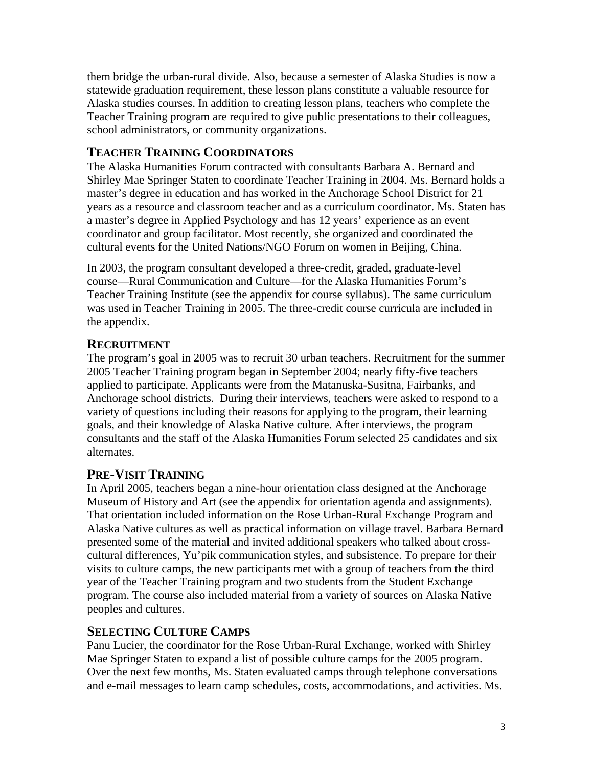them bridge the urban-rural divide. Also, because a semester of Alaska Studies is now a statewide graduation requirement, these lesson plans constitute a valuable resource for Alaska studies courses. In addition to creating lesson plans, teachers who complete the Teacher Training program are required to give public presentations to their colleagues, school administrators, or community organizations.

## TEACHER TRAINING COORDINATORS

The Alaska Humanities Forum contracted with consultants Barbara A. Bernard and Shirley Mae Springer Staten to coordinate Teacher Training in 2004. Ms. Bernard holds a master's degree in education and has worked in the Anchorage School District for 21 years as a resource and classroom teacher and as a curriculum coordinator. Ms. Staten has a master's degree in Applied Psychology and has 12 years' experience as an event coordinator and group facilitator. Most recently, she organized and coordinated the cultural events for the United Nations/NGO Forum on women in Beijing, China.

In 2003, the program consultant developed a three-credit, graded, graduate-level course—Rural Communication and Culture—for the Alaska Humanities Forum's Teacher Training Institute (see the appendix for course syllabus). The same curriculum was used in Teacher Training in 2005. The three-credit course curricula are included in the appendix.

## RECRUITMENT

The program's goal in 2005 was to recruit 30 urban teachers. Recruitment for the summer 2005 Teacher Training program began in September 2004; nearly fifty-five teachers applied to participate. Applicants were from the Matanuska-Susitna, Fairbanks, and Anchorage school districts. During their interviews, teachers were asked to respond to a variety of questions including their reasons for applying to the program, their learning goals, and their knowledge of Alaska Native culture. After interviews, the program consultants and the staff of the Alaska Humanities Forum selected 25 candidates and six alternates.

## PRE-VISIT TRAINING

In April 2005, teachers began a nine-hour orientation class designed at the Anchorage Museum of History and Art (see the appendix for orientation agenda and assignments). That orientation included information on the Rose Urban-Rural Exchange Program and Alaska Native cultures as well as practical information on village travel. Barbara Bernard presented some of the material and invited additional speakers who talked about cross-cultural differences, Yu'pik communication styles, and subsistence. To prepare for their visits to culture camps, the new participants met with a group of teachers from the third year of the Teacher Training program and two students from the Student Exchange program. The course also included material from a variety of sources on Alaska Native peoples and cultures.

## SELECTING CULTURE CAMPS

Panu Lucier, the coordinator for the Rose Urban-Rural Exchange, worked with Shirley Mae Springer Staten to expand a list of possible culture camps for the 2005 program. Over the next few months, Ms. Staten evaluated camps through telephone conversations and e-mail messages to learn camp schedules, costs, accommodations, and activities. Ms.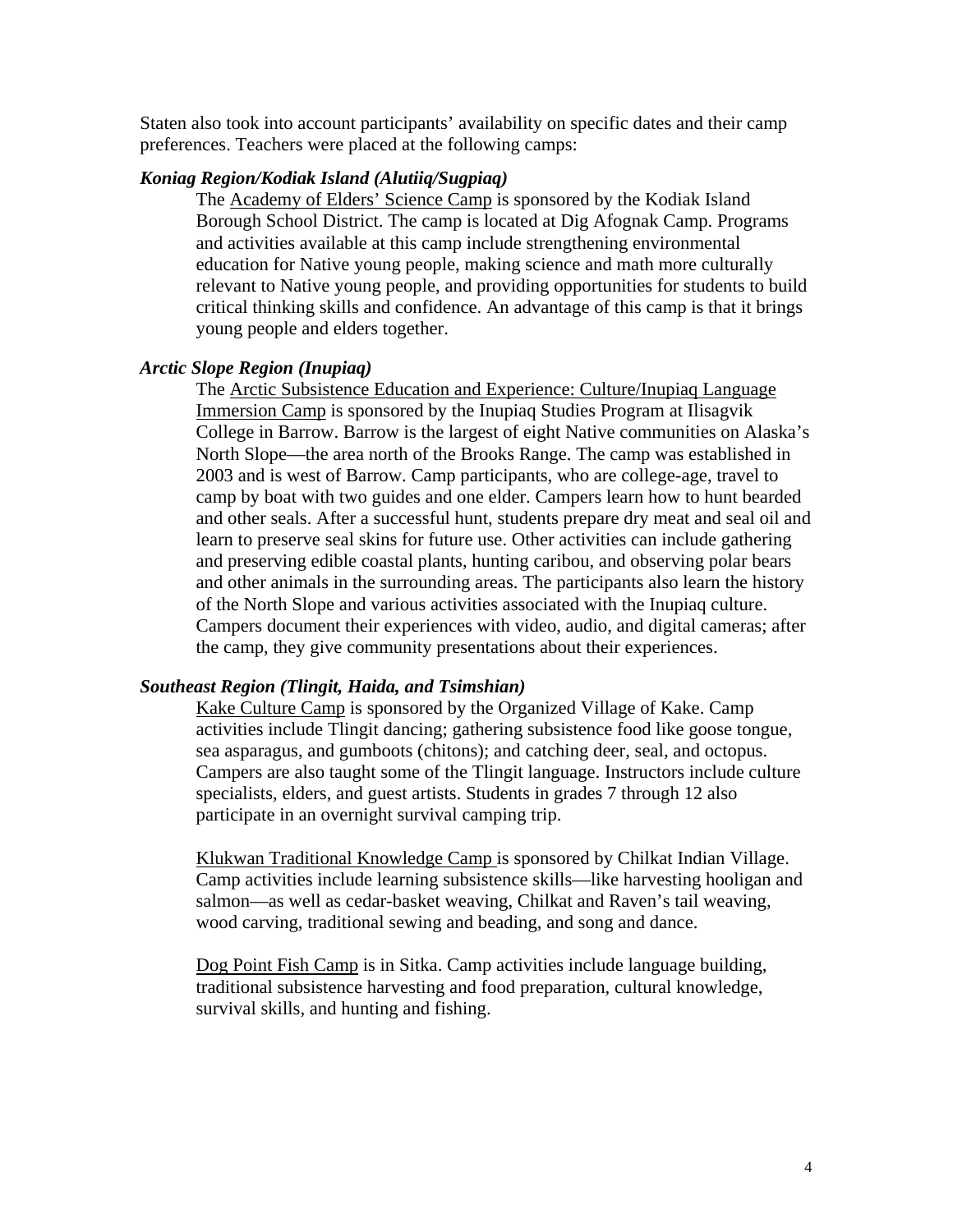Staten also took into account participants' availability on specific dates and their camp preferences. Teachers were placed at the following camps:

***Koniag Region/Kodiak Island (Alutiiq/Sugpiaq)***

The Academy of Elders' Science Camp is sponsored by the Kodiak Island Borough School District. The camp is located at Dig Afognak Camp. Programs and activities available at this camp include strengthening environmental education for Native young people, making science and math more culturally relevant to Native young people, and providing opportunities for students to build critical thinking skills and confidence. An advantage of this camp is that it brings young people and elders together.

***Arctic Slope Region (Inupiaq)***

The Arctic Subsistence Education and Experience: Culture/Inupiaq Language Immersion Camp is sponsored by the Inupiaq Studies Program at Ilisagvik College in Barrow. Barrow is the largest of eight Native communities on Alaska's North Slope—the area north of the Brooks Range. The camp was established in 2003 and is west of Barrow. Camp participants, who are college-age, travel to camp by boat with two guides and one elder. Campers learn how to hunt bearded and other seals. After a successful hunt, students prepare dry meat and seal oil and learn to preserve seal skins for future use. Other activities can include gathering and preserving edible coastal plants, hunting caribou, and observing polar bears and other animals in the surrounding areas. The participants also learn the history of the North Slope and various activities associated with the Inupiaq culture. Campers document their experiences with video, audio, and digital cameras; after the camp, they give community presentations about their experiences.

***Southeast Region (Tlingit, Haida, and Tsimshian)***

Kake Culture Camp is sponsored by the Organized Village of Kake. Camp activities include Tlingit dancing; gathering subsistence food like goose tongue, sea asparagus, and gumboots (chitons); and catching deer, seal, and octopus. Campers are also taught some of the Tlingit language. Instructors include culture specialists, elders, and guest artists. Students in grades 7 through 12 also participate in an overnight survival camping trip.

Klukwan Traditional Knowledge Camp is sponsored by Chilkat Indian Village. Camp activities include learning subsistence skills—like harvesting hooligan and salmon—as well as cedar-basket weaving, Chilkat and Raven's tail weaving, wood carving, traditional sewing and beading, and song and dance.

Dog Point Fish Camp is in Sitka. Camp activities include language building, traditional subsistence harvesting and food preparation, cultural knowledge, survival skills, and hunting and fishing.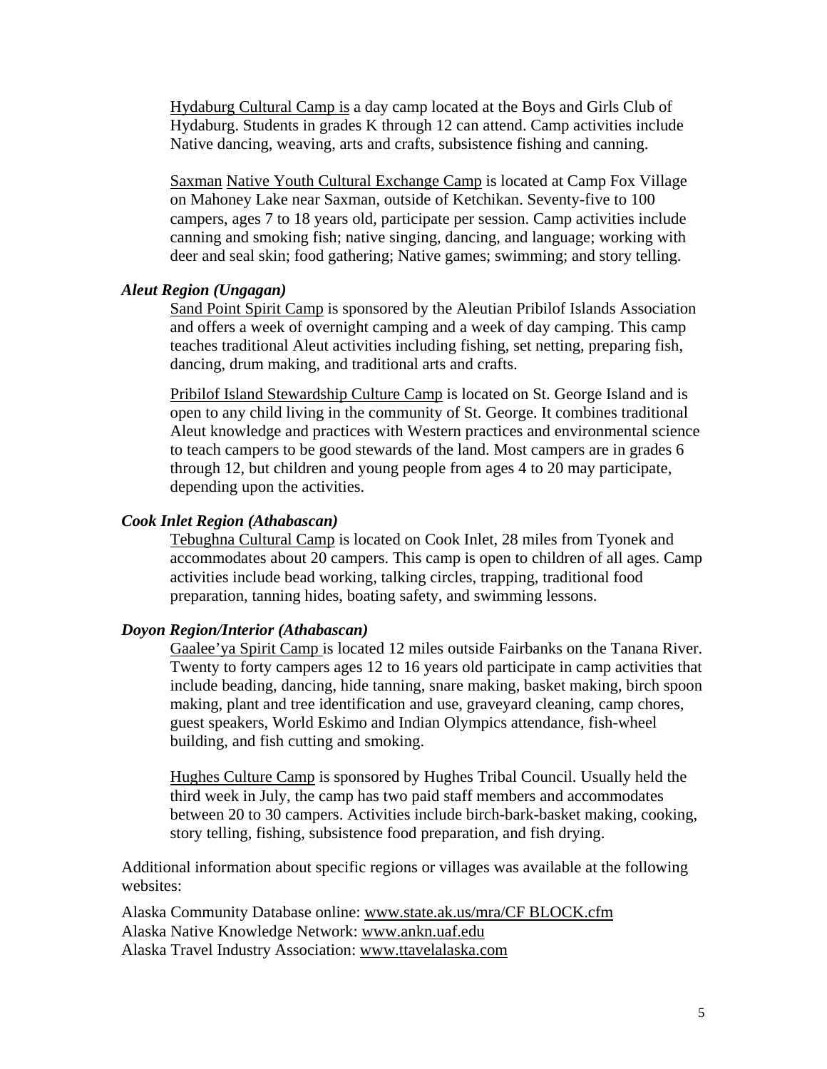Hydaburg Cultural Camp is a day camp located at the Boys and Girls Club of Hydaburg. Students in grades K through 12 can attend. Camp activities include Native dancing, weaving, arts and crafts, subsistence fishing and canning.

Saxman Native Youth Cultural Exchange Camp is located at Camp Fox Village on Mahoney Lake near Saxman, outside of Ketchikan. Seventy-five to 100 campers, ages 7 to 18 years old, participate per session. Camp activities include canning and smoking fish; native singing, dancing, and language; working with deer and seal skin; food gathering; Native games; swimming; and story telling.

***Aleut Region (Ungagan)***

Sand Point Spirit Camp is sponsored by the Aleutian Pribilof Islands Association and offers a week of overnight camping and a week of day camping. This camp teaches traditional Aleut activities including fishing, set netting, preparing fish, dancing, drum making, and traditional arts and crafts.

Pribilof Island Stewardship Culture Camp is located on St. George Island and is open to any child living in the community of St. George. It combines traditional Aleut knowledge and practices with Western practices and environmental science to teach campers to be good stewards of the land. Most campers are in grades 6 through 12, but children and young people from ages 4 to 20 may participate, depending upon the activities.

***Cook Inlet Region (Athabascan)***

Tebughna Cultural Camp is located on Cook Inlet, 28 miles from Tyonek and accommodates about 20 campers. This camp is open to children of all ages. Camp activities include bead working, talking circles, trapping, traditional food preparation, tanning hides, boating safety, and swimming lessons.

***Doyon Region/Interior (Athabascan)***

Gaalee'ya Spirit Camp is located 12 miles outside Fairbanks on the Tanana River. Twenty to forty campers ages 12 to 16 years old participate in camp activities that include beading, dancing, hide tanning, snare making, basket making, birch spoon making, plant and tree identification and use, graveyard cleaning, camp chores, guest speakers, World Eskimo and Indian Olympics attendance, fish-wheel building, and fish cutting and smoking.

Hughes Culture Camp is sponsored by Hughes Tribal Council. Usually held the third week in July, the camp has two paid staff members and accommodates between 20 to 30 campers. Activities include birch-bark-basket making, cooking, story telling, fishing, subsistence food preparation, and fish drying.

Additional information about specific regions or villages was available at the following websites:

Alaska Community Database online: www.state.ak.us/mra/CF BLOCK.cfm
Alaska Native Knowledge Network: www.ankn.uaf.edu
Alaska Travel Industry Association: www.ttavelalaska.com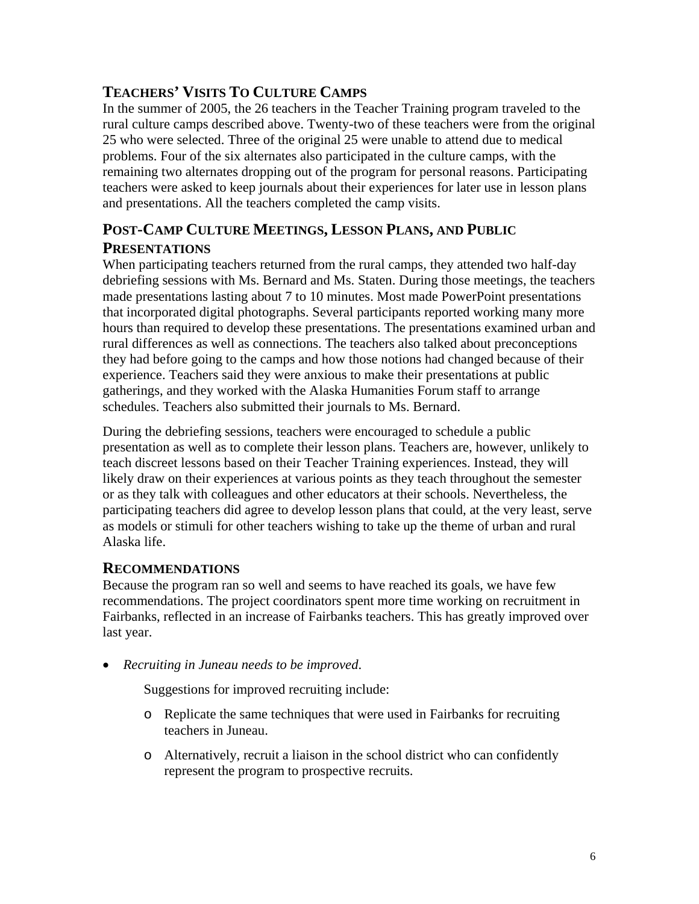## Teachers' Visits To Culture Camps

In the summer of 2005, the 26 teachers in the Teacher Training program traveled to the rural culture camps described above. Twenty-two of these teachers were from the original 25 who were selected. Three of the original 25 were unable to attend due to medical problems. Four of the six alternates also participated in the culture camps, with the remaining two alternates dropping out of the program for personal reasons. Participating teachers were asked to keep journals about their experiences for later use in lesson plans and presentations. All the teachers completed the camp visits.

## Post-Camp Culture Meetings, Lesson Plans, and Public Presentations

When participating teachers returned from the rural camps, they attended two half-day debriefing sessions with Ms. Bernard and Ms. Staten. During those meetings, the teachers made presentations lasting about 7 to 10 minutes. Most made PowerPoint presentations that incorporated digital photographs. Several participants reported working many more hours than required to develop these presentations. The presentations examined urban and rural differences as well as connections. The teachers also talked about preconceptions they had before going to the camps and how those notions had changed because of their experience. Teachers said they were anxious to make their presentations at public gatherings, and they worked with the Alaska Humanities Forum staff to arrange schedules. Teachers also submitted their journals to Ms. Bernard.

During the debriefing sessions, teachers were encouraged to schedule a public presentation as well as to complete their lesson plans. Teachers are, however, unlikely to teach discreet lessons based on their Teacher Training experiences. Instead, they will likely draw on their experiences at various points as they teach throughout the semester or as they talk with colleagues and other educators at their schools. Nevertheless, the participating teachers did agree to develop lesson plans that could, at the very least, serve as models or stimuli for other teachers wishing to take up the theme of urban and rural Alaska life.

## Recommendations

Because the program ran so well and seems to have reached its goals, we have few recommendations. The project coordinators spent more time working on recruitment in Fairbanks, reflected in an increase of Fairbanks teachers. This has greatly improved over last year.

- *Recruiting in Juneau needs to be improved.*

  Suggestions for improved recruiting include:

  - Replicate the same techniques that were used in Fairbanks for recruiting teachers in Juneau.
  - Alternatively, recruit a liaison in the school district who can confidently represent the program to prospective recruits.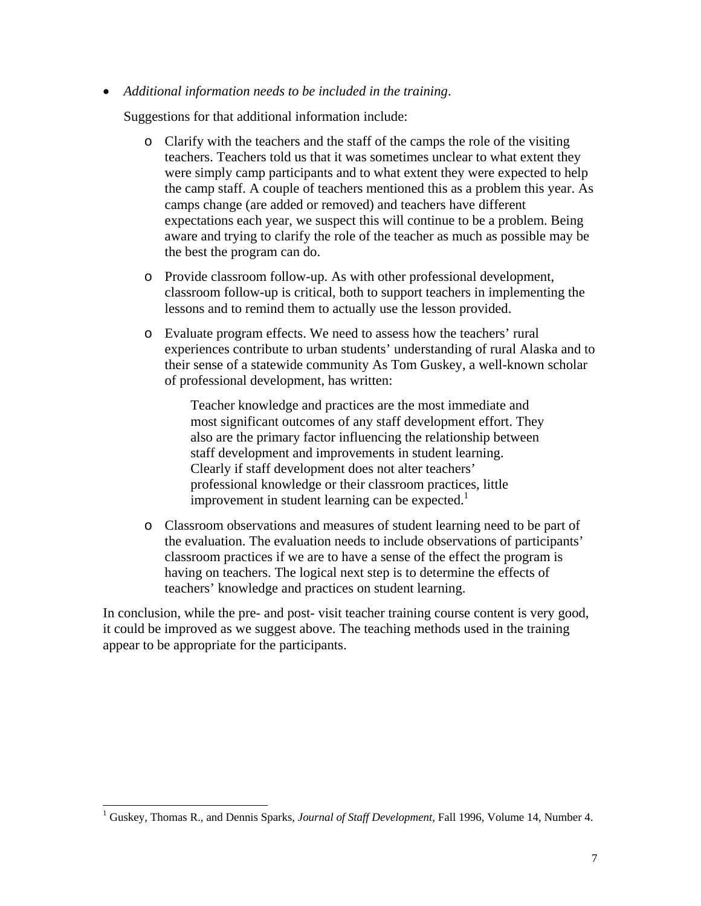- *Additional information needs to be included in the training*.

  Suggestions for that additional information include:

  - Clarify with the teachers and the staff of the camps the role of the visiting teachers. Teachers told us that it was sometimes unclear to what extent they were simply camp participants and to what extent they were expected to help the camp staff. A couple of teachers mentioned this as a problem this year. As camps change (are added or removed) and teachers have different expectations each year, we suspect this will continue to be a problem. Being aware and trying to clarify the role of the teacher as much as possible may be the best the program can do.

  - Provide classroom follow-up. As with other professional development, classroom follow-up is critical, both to support teachers in implementing the lessons and to remind them to actually use the lesson provided.

  - Evaluate program effects. We need to assess how the teachers' rural experiences contribute to urban students' understanding of rural Alaska and to their sense of a statewide community As Tom Guskey, a well-known scholar of professional development, has written:

    > Teacher knowledge and practices are the most immediate and most significant outcomes of any staff development effort. They also are the primary factor influencing the relationship between staff development and improvements in student learning. Clearly if staff development does not alter teachers' professional knowledge or their classroom practices, little improvement in student learning can be expected.[1]

  - Classroom observations and measures of student learning need to be part of the evaluation. The evaluation needs to include observations of participants' classroom practices if we are to have a sense of the effect the program is having on teachers. The logical next step is to determine the effects of teachers' knowledge and practices on student learning.

In conclusion, while the pre- and post- visit teacher training course content is very good, it could be improved as we suggest above. The teaching methods used in the training appear to be appropriate for the participants.

---

[1] Guskey, Thomas R., and Dennis Sparks, *Journal of Staff Development*, Fall 1996, Volume 14, Number 4.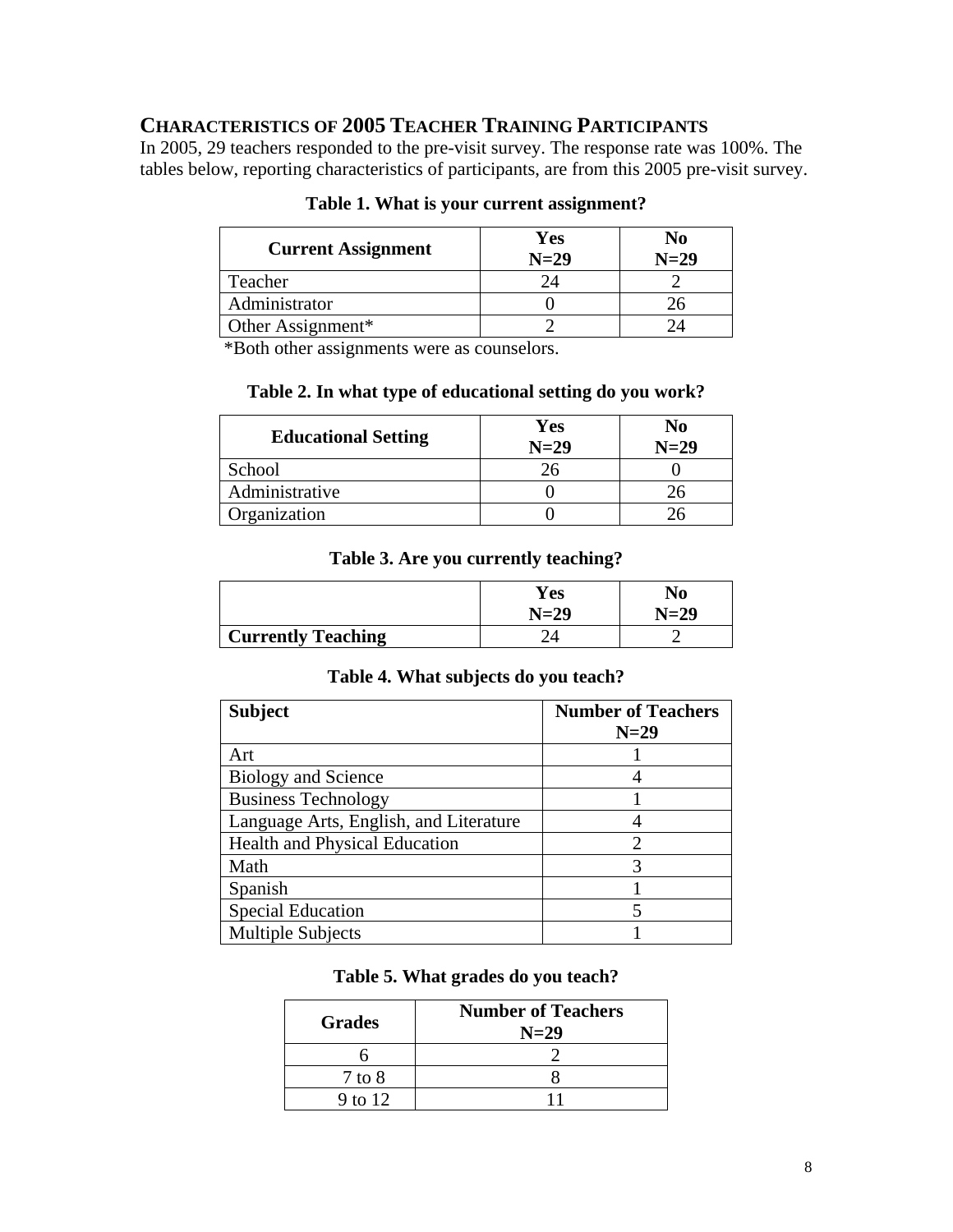## CHARACTERISTICS OF 2005 TEACHER TRAINING PARTICIPANTS

In 2005, 29 teachers responded to the pre-visit survey. The response rate was 100%. The tables below, reporting characteristics of participants, are from this 2005 pre-visit survey.

**Table 1. What is your current assignment?**

| Current Assignment | Yes N=29 | No N=29 |
|---|---|---|
| Teacher | 24 | 2 |
| Administrator | 0 | 26 |
| Other Assignment* | 2 | 24 |

*Both other assignments were as counselors.

**Table 2. In what type of educational setting do you work?**

| Educational Setting | Yes N=29 | No N=29 |
|---|---|---|
| School | 26 | 0 |
| Administrative | 0 | 26 |
| Organization | 0 | 26 |

**Table 3. Are you currently teaching?**

| | Yes N=29 | No N=29 |
|---|---|---|
| **Currently Teaching** | 24 | 2 |

**Table 4. What subjects do you teach?**

| Subject | Number of Teachers N=29 |
|---|---|
| Art | 1 |
| Biology and Science | 4 |
| Business Technology | 1 |
| Language Arts, English, and Literature | 4 |
| Health and Physical Education | 2 |
| Math | 3 |
| Spanish | 1 |
| Special Education | 5 |
| Multiple Subjects | 1 |

**Table 5. What grades do you teach?**

| Grades | Number of Teachers N=29 |
|---|---|
| 6 | 2 |
| 7 to 8 | 8 |
| 9 to 12 | 11 |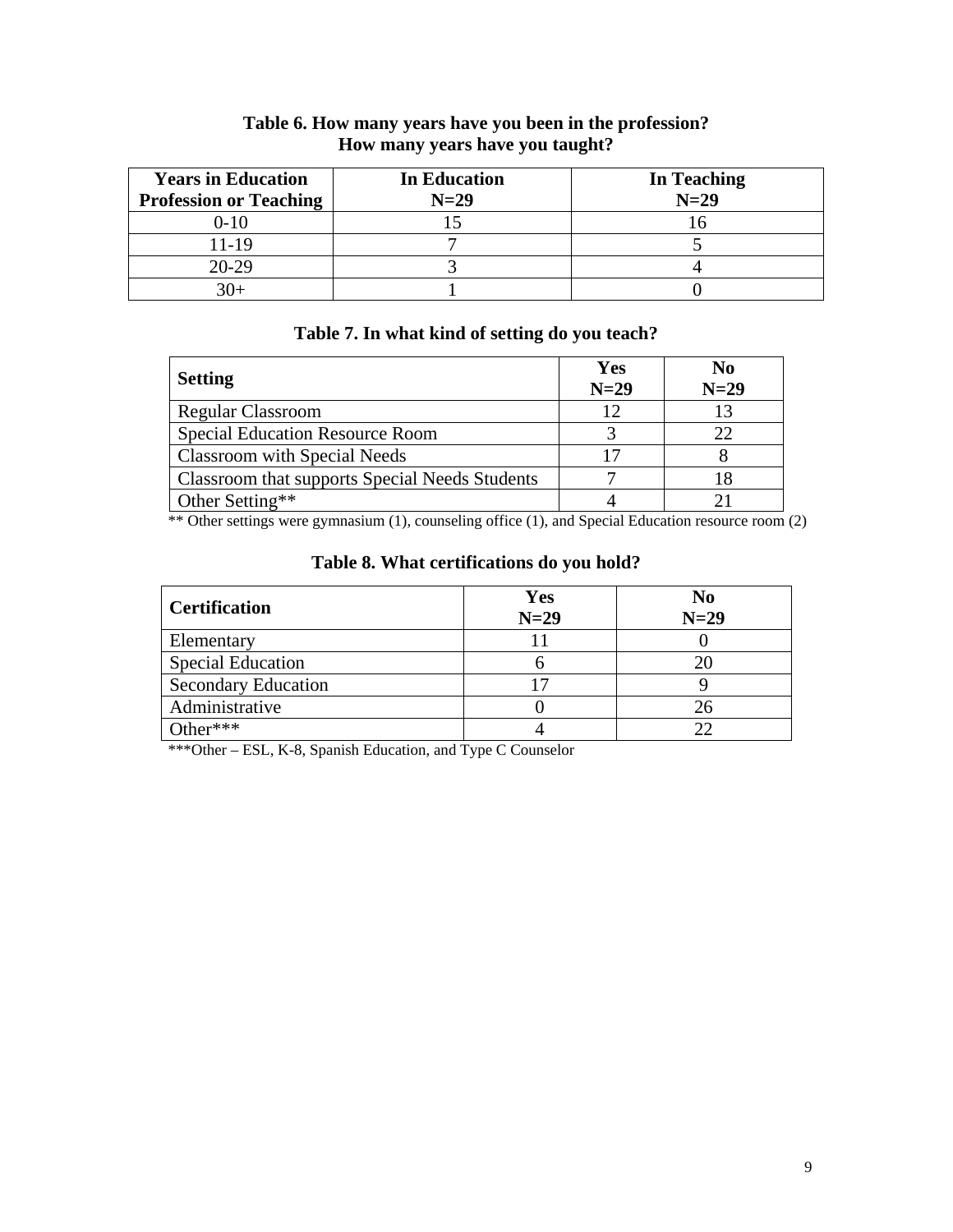**Table 6. How many years have you been in the profession?**
**How many years have you taught?**

| Years in Education Profession or Teaching | In Education N=29 | In Teaching N=29 |
|---|---|---|
| 0-10 | 15 | 16 |
| 11-19 | 7 | 5 |
| 20-29 | 3 | 4 |
| 30+ | 1 | 0 |

**Table 7. In what kind of setting do you teach?**

| Setting | Yes N=29 | No N=29 |
|---|---|---|
| Regular Classroom | 12 | 13 |
| Special Education Resource Room | 3 | 22 |
| Classroom with Special Needs | 17 | 8 |
| Classroom that supports Special Needs Students | 7 | 18 |
| Other Setting** | 4 | 21 |

** Other settings were gymnasium (1), counseling office (1), and Special Education resource room (2)

**Table 8. What certifications do you hold?**

| Certification | Yes N=29 | No N=29 |
|---|---|---|
| Elementary | 11 | 0 |
| Special Education | 6 | 20 |
| Secondary Education | 17 | 9 |
| Administrative | 0 | 26 |
| Other*** | 4 | 22 |

***Other – ESL, K-8, Spanish Education, and Type C Counselor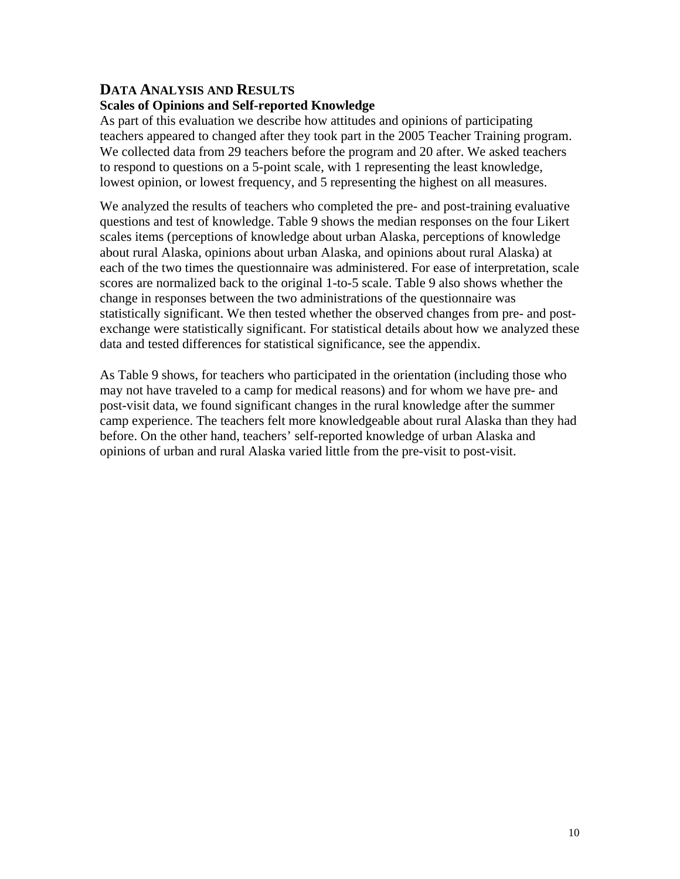## DATA ANALYSIS AND RESULTS

### Scales of Opinions and Self-reported Knowledge

As part of this evaluation we describe how attitudes and opinions of participating teachers appeared to changed after they took part in the 2005 Teacher Training program. We collected data from 29 teachers before the program and 20 after. We asked teachers to respond to questions on a 5-point scale, with 1 representing the least knowledge, lowest opinion, or lowest frequency, and 5 representing the highest on all measures.

We analyzed the results of teachers who completed the pre- and post-training evaluative questions and test of knowledge. Table 9 shows the median responses on the four Likert scales items (perceptions of knowledge about urban Alaska, perceptions of knowledge about rural Alaska, opinions about urban Alaska, and opinions about rural Alaska) at each of the two times the questionnaire was administered. For ease of interpretation, scale scores are normalized back to the original 1-to-5 scale. Table 9 also shows whether the change in responses between the two administrations of the questionnaire was statistically significant. We then tested whether the observed changes from pre- and post-exchange were statistically significant. For statistical details about how we analyzed these data and tested differences for statistical significance, see the appendix.

As Table 9 shows, for teachers who participated in the orientation (including those who may not have traveled to a camp for medical reasons) and for whom we have pre- and post-visit data, we found significant changes in the rural knowledge after the summer camp experience. The teachers felt more knowledgeable about rural Alaska than they had before. On the other hand, teachers' self-reported knowledge of urban Alaska and opinions of urban and rural Alaska varied little from the pre-visit to post-visit.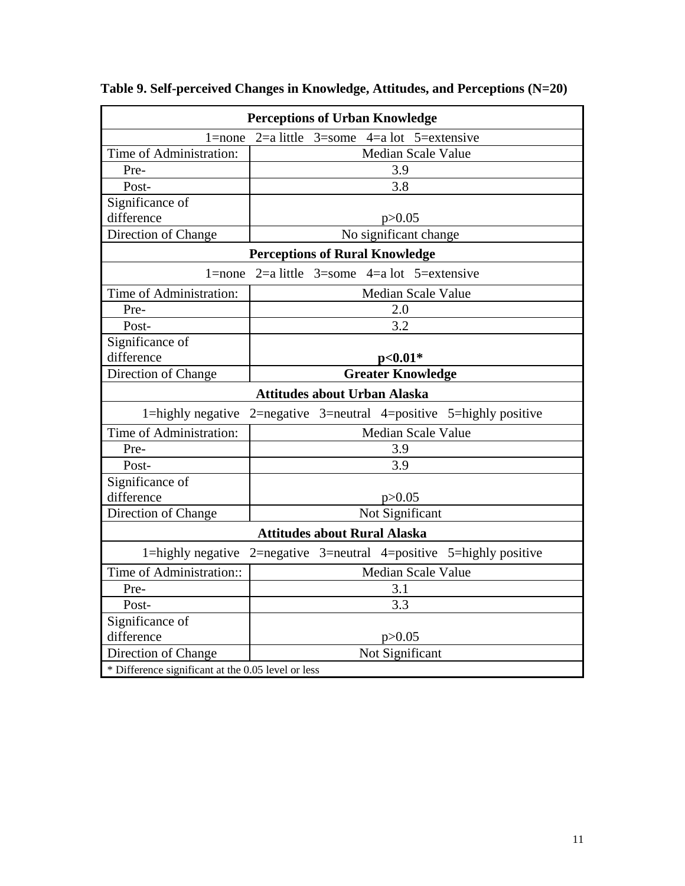**Table 9. Self-perceived Changes in Knowledge, Attitudes, and Perceptions (N=20)**

| **Perceptions of Urban Knowledge** | |
|---|---|
| 1=none 2=a little 3=some 4=a lot 5=extensive | |
| Time of Administration: | Median Scale Value |
| Pre- | 3.9 |
| Post- | 3.8 |
| Significance of difference | $p>0.05$ |
| Direction of Change | No significant change |
| **Perceptions of Rural Knowledge** | |
| 1=none 2=a little 3=some 4=a lot 5=extensive | |
| Time of Administration: | Median Scale Value |
| Pre- | 2.0 |
| Post- | 3.2 |
| Significance of difference | **$p<0.01$*** |
| Direction of Change | **Greater Knowledge** |
| **Attitudes about Urban Alaska** | |
| 1=highly negative 2=negative 3=neutral 4=positive 5=highly positive | |
| Time of Administration: | Median Scale Value |
| Pre- | 3.9 |
| Post- | 3.9 |
| Significance of difference | $p>0.05$ |
| Direction of Change | Not Significant |
| **Attitudes about Rural Alaska** | |
| 1=highly negative 2=negative 3=neutral 4=positive 5=highly positive | |
| Time of Administration:: | Median Scale Value |
| Pre- | 3.1 |
| Post- | 3.3 |
| Significance of difference | $p>0.05$ |
| Direction of Change | Not Significant |
| * Difference significant at the 0.05 level or less | |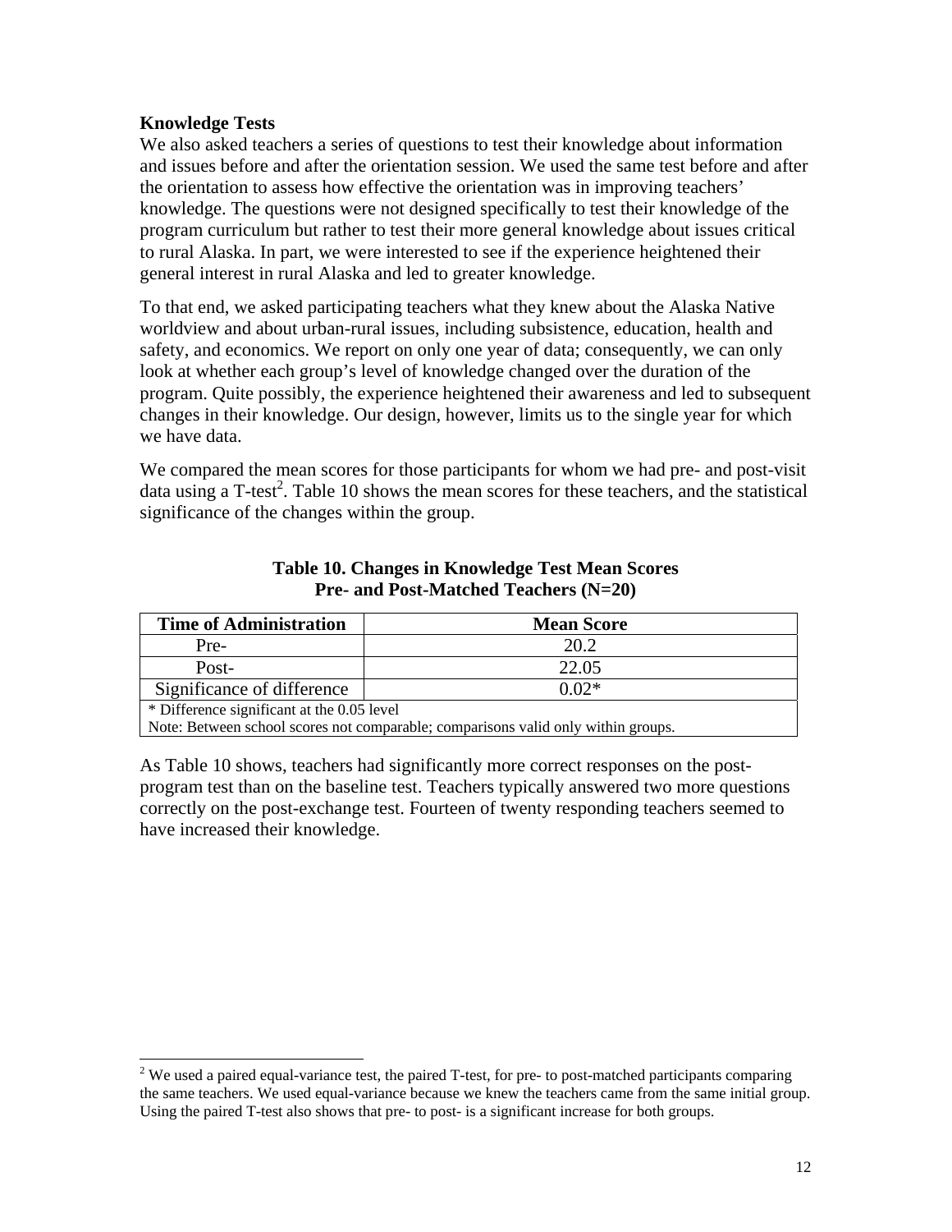**Knowledge Tests**

We also asked teachers a series of questions to test their knowledge about information and issues before and after the orientation session. We used the same test before and after the orientation to assess how effective the orientation was in improving teachers' knowledge. The questions were not designed specifically to test their knowledge of the program curriculum but rather to test their more general knowledge about issues critical to rural Alaska. In part, we were interested to see if the experience heightened their general interest in rural Alaska and led to greater knowledge.

To that end, we asked participating teachers what they knew about the Alaska Native worldview and about urban-rural issues, including subsistence, education, health and safety, and economics. We report on only one year of data; consequently, we can only look at whether each group's level of knowledge changed over the duration of the program. Quite possibly, the experience heightened their awareness and led to subsequent changes in their knowledge. Our design, however, limits us to the single year for which we have data.

We compared the mean scores for those participants for whom we had pre- and post-visit data using a T-test[2]. Table 10 shows the mean scores for these teachers, and the statistical significance of the changes within the group.

**Table 10. Changes in Knowledge Test Mean Scores Pre- and Post-Matched Teachers (N=20)**

| Time of Administration | Mean Score |
|---|---|
| Pre- | 20.2 |
| Post- | 22.05 |
| Significance of difference | 0.02* |

\* Difference significant at the 0.05 level
Note: Between school scores not comparable; comparisons valid only within groups.

As Table 10 shows, teachers had significantly more correct responses on the post-program test than on the baseline test. Teachers typically answered two more questions correctly on the post-exchange test. Fourteen of twenty responding teachers seemed to have increased their knowledge.

[2] We used a paired equal-variance test, the paired T-test, for pre- to post-matched participants comparing the same teachers. We used equal-variance because we knew the teachers came from the same initial group. Using the paired T-test also shows that pre- to post- is a significant increase for both groups.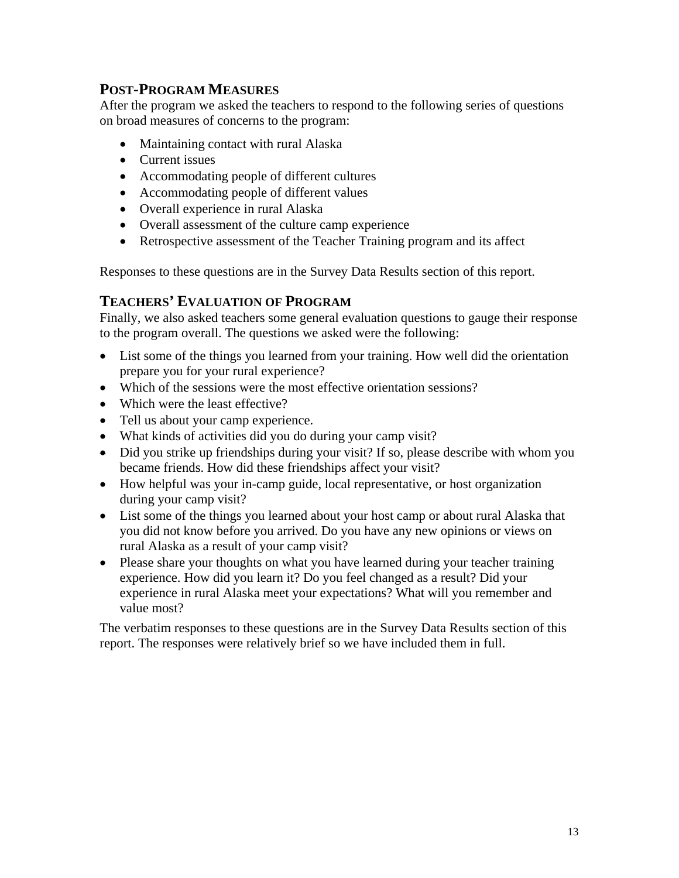## POST-PROGRAM MEASURES

After the program we asked the teachers to respond to the following series of questions on broad measures of concerns to the program:

- Maintaining contact with rural Alaska
- Current issues
- Accommodating people of different cultures
- Accommodating people of different values
- Overall experience in rural Alaska
- Overall assessment of the culture camp experience
- Retrospective assessment of the Teacher Training program and its affect

Responses to these questions are in the Survey Data Results section of this report.

## TEACHERS' EVALUATION OF PROGRAM

Finally, we also asked teachers some general evaluation questions to gauge their response to the program overall. The questions we asked were the following:

- List some of the things you learned from your training. How well did the orientation prepare you for your rural experience?
- Which of the sessions were the most effective orientation sessions?
- Which were the least effective?
- Tell us about your camp experience.
- What kinds of activities did you do during your camp visit?
- Did you strike up friendships during your visit? If so, please describe with whom you became friends. How did these friendships affect your visit?
- How helpful was your in-camp guide, local representative, or host organization during your camp visit?
- List some of the things you learned about your host camp or about rural Alaska that you did not know before you arrived. Do you have any new opinions or views on rural Alaska as a result of your camp visit?
- Please share your thoughts on what you have learned during your teacher training experience. How did you learn it? Do you feel changed as a result? Did your experience in rural Alaska meet your expectations? What will you remember and value most?

The verbatim responses to these questions are in the Survey Data Results section of this report. The responses were relatively brief so we have included them in full.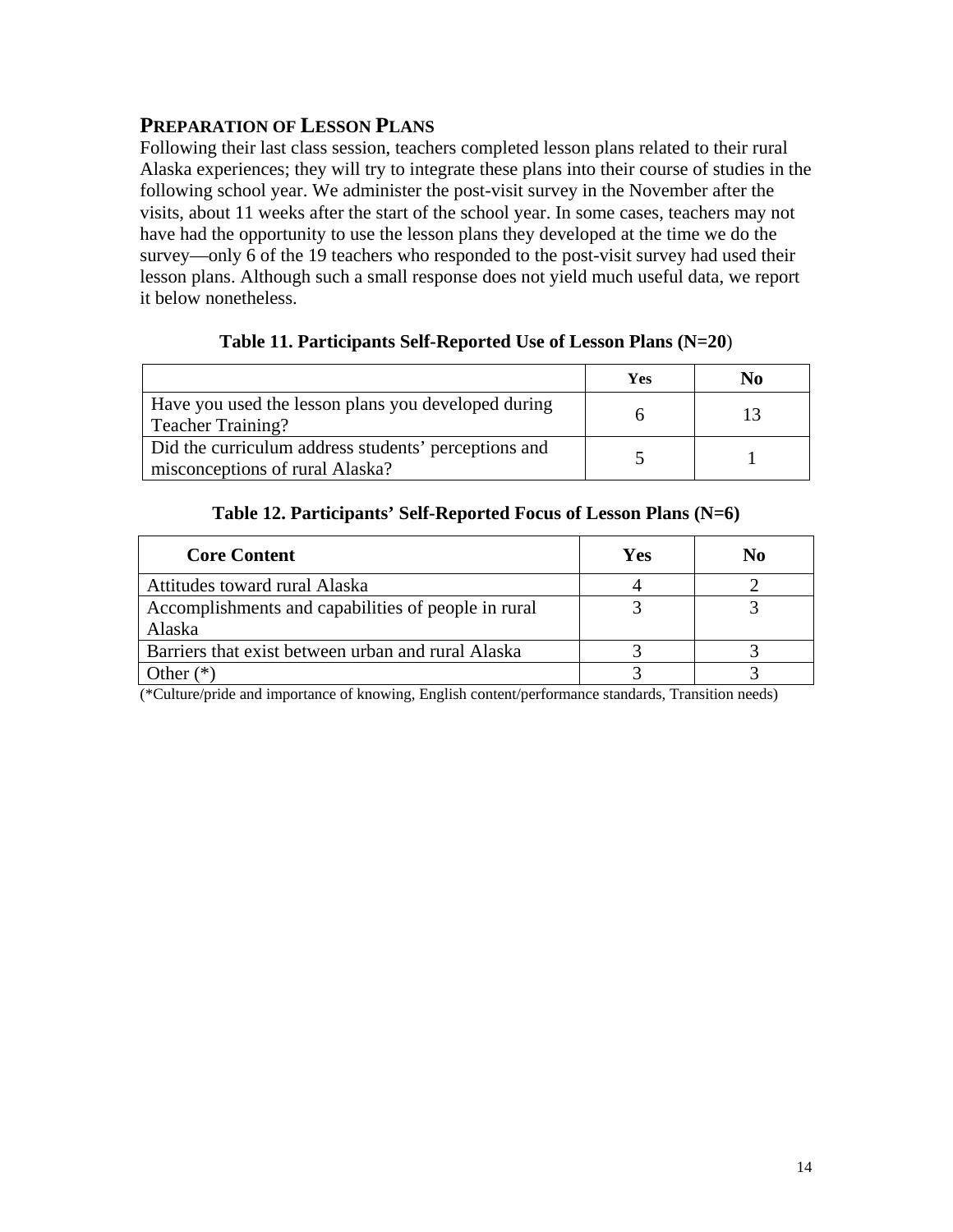## PREPARATION OF LESSON PLANS

Following their last class session, teachers completed lesson plans related to their rural Alaska experiences; they will try to integrate these plans into their course of studies in the following school year. We administer the post-visit survey in the November after the visits, about 11 weeks after the start of the school year. In some cases, teachers may not have had the opportunity to use the lesson plans they developed at the time we do the survey—only 6 of the 19 teachers who responded to the post-visit survey had used their lesson plans. Although such a small response does not yield much useful data, we report it below nonetheless.

**Table 11. Participants Self-Reported Use of Lesson Plans (N=20**)

| | Yes | No |
|---|---|---|
| Have you used the lesson plans you developed during Teacher Training? | 6 | 13 |
| Did the curriculum address students' perceptions and misconceptions of rural Alaska? | 5 | 1 |

**Table 12. Participants' Self-Reported Focus of Lesson Plans (N=6)**

| Core Content | Yes | No |
|---|---|---|
| Attitudes toward rural Alaska | 4 | 2 |
| Accomplishments and capabilities of people in rural Alaska | 3 | 3 |
| Barriers that exist between urban and rural Alaska | 3 | 3 |
| Other (*) | 3 | 3 |

(*Culture/pride and importance of knowing, English content/performance standards, Transition needs)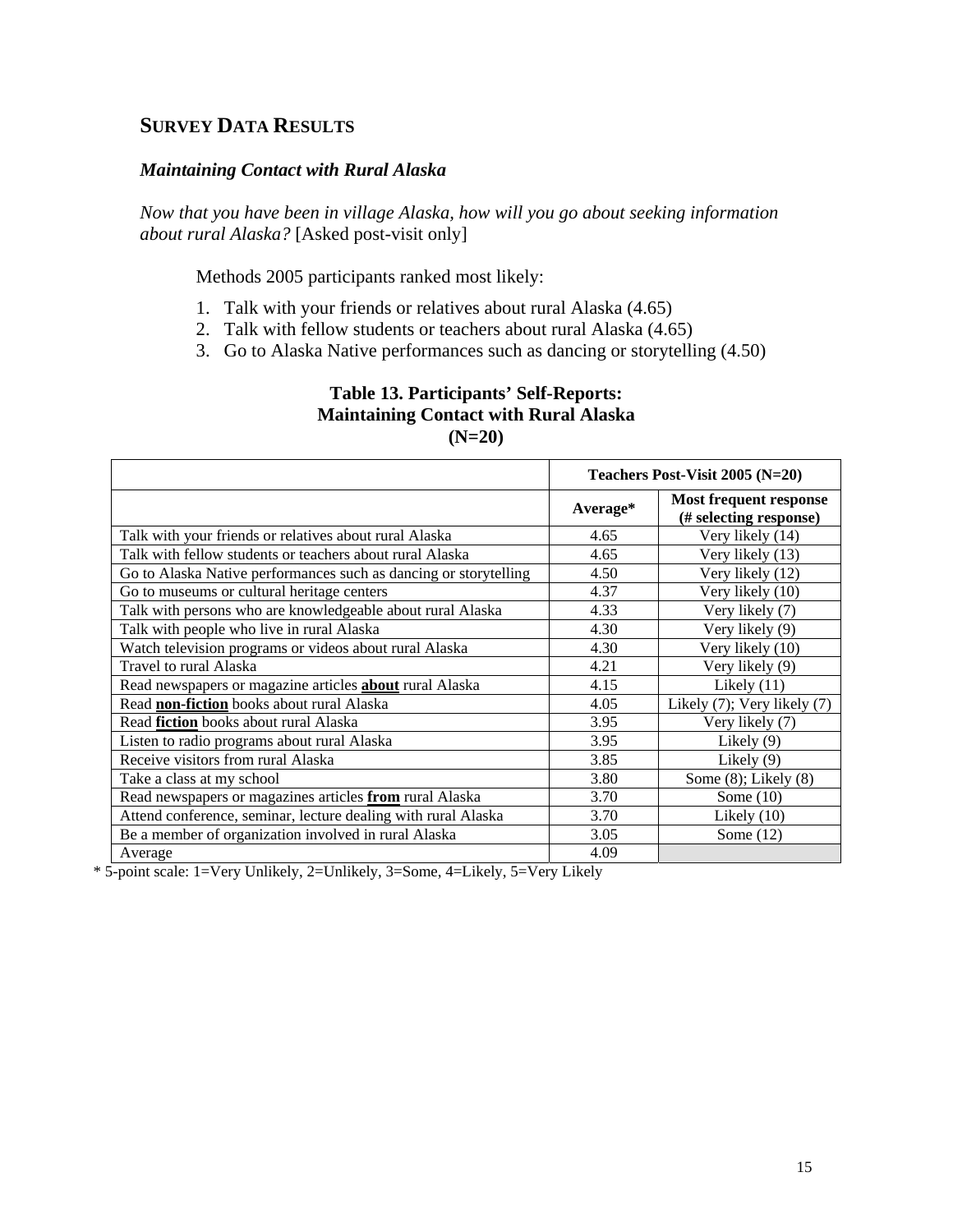## SURVEY DATA RESULTS

### *Maintaining Contact with Rural Alaska*

*Now that you have been in village Alaska, how will you go about seeking information about rural Alaska?* [Asked post-visit only]

Methods 2005 participants ranked most likely:

1. Talk with your friends or relatives about rural Alaska (4.65)
2. Talk with fellow students or teachers about rural Alaska (4.65)
3. Go to Alaska Native performances such as dancing or storytelling (4.50)

**Table 13. Participants' Self-Reports: Maintaining Contact with Rural Alaska (N=20)**

| | Teachers Post-Visit 2005 (N=20) | |
|---|---|---|
| | **Average*** | **Most frequent response (# selecting response)** |
| Talk with your friends or relatives about rural Alaska | 4.65 | Very likely (14) |
| Talk with fellow students or teachers about rural Alaska | 4.65 | Very likely (13) |
| Go to Alaska Native performances such as dancing or storytelling | 4.50 | Very likely (12) |
| Go to museums or cultural heritage centers | 4.37 | Very likely (10) |
| Talk with persons who are knowledgeable about rural Alaska | 4.33 | Very likely (7) |
| Talk with people who live in rural Alaska | 4.30 | Very likely (9) |
| Watch television programs or videos about rural Alaska | 4.30 | Very likely (10) |
| Travel to rural Alaska | 4.21 | Very likely (9) |
| Read newspapers or magazine articles **about** rural Alaska | 4.15 | Likely (11) |
| Read **non-fiction** books about rural Alaska | 4.05 | Likely (7); Very likely (7) |
| Read **fiction** books about rural Alaska | 3.95 | Very likely (7) |
| Listen to radio programs about rural Alaska | 3.95 | Likely (9) |
| Receive visitors from rural Alaska | 3.85 | Likely (9) |
| Take a class at my school | 3.80 | Some (8); Likely (8) |
| Read newspapers or magazines articles **from** rural Alaska | 3.70 | Some (10) |
| Attend conference, seminar, lecture dealing with rural Alaska | 3.70 | Likely (10) |
| Be a member of organization involved in rural Alaska | 3.05 | Some (12) |
| Average | 4.09 | |

* 5-point scale: 1=Very Unlikely, 2=Unlikely, 3=Some, 4=Likely, 5=Very Likely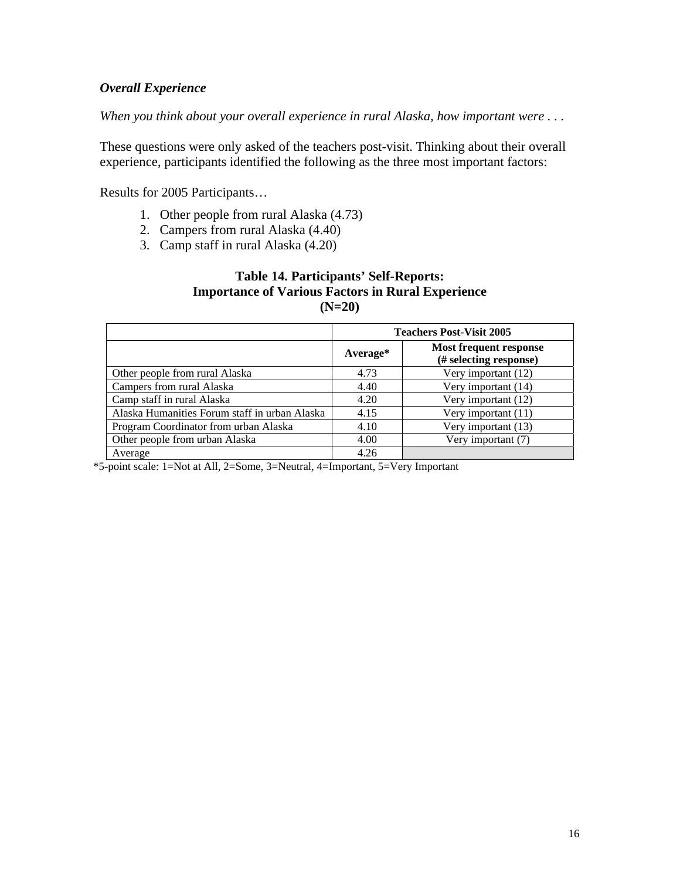***Overall Experience***

*When you think about your overall experience in rural Alaska, how important were . . .*

These questions were only asked of the teachers post-visit. Thinking about their overall experience, participants identified the following as the three most important factors:

Results for 2005 Participants…

1. Other people from rural Alaska (4.73)
2. Campers from rural Alaska (4.40)
3. Camp staff in rural Alaska (4.20)

**Table 14. Participants' Self-Reports: Importance of Various Factors in Rural Experience (N=20)**

| | **Teachers Post-Visit 2005** | |
|---|---|---|
| | **Average*** | **Most frequent response (# selecting response)** |
| Other people from rural Alaska | 4.73 | Very important (12) |
| Campers from rural Alaska | 4.40 | Very important (14) |
| Camp staff in rural Alaska | 4.20 | Very important (12) |
| Alaska Humanities Forum staff in urban Alaska | 4.15 | Very important (11) |
| Program Coordinator from urban Alaska | 4.10 | Very important (13) |
| Other people from urban Alaska | 4.00 | Very important (7) |
| Average | 4.26 | |

*5-point scale: 1=Not at All, 2=Some, 3=Neutral, 4=Important, 5=Very Important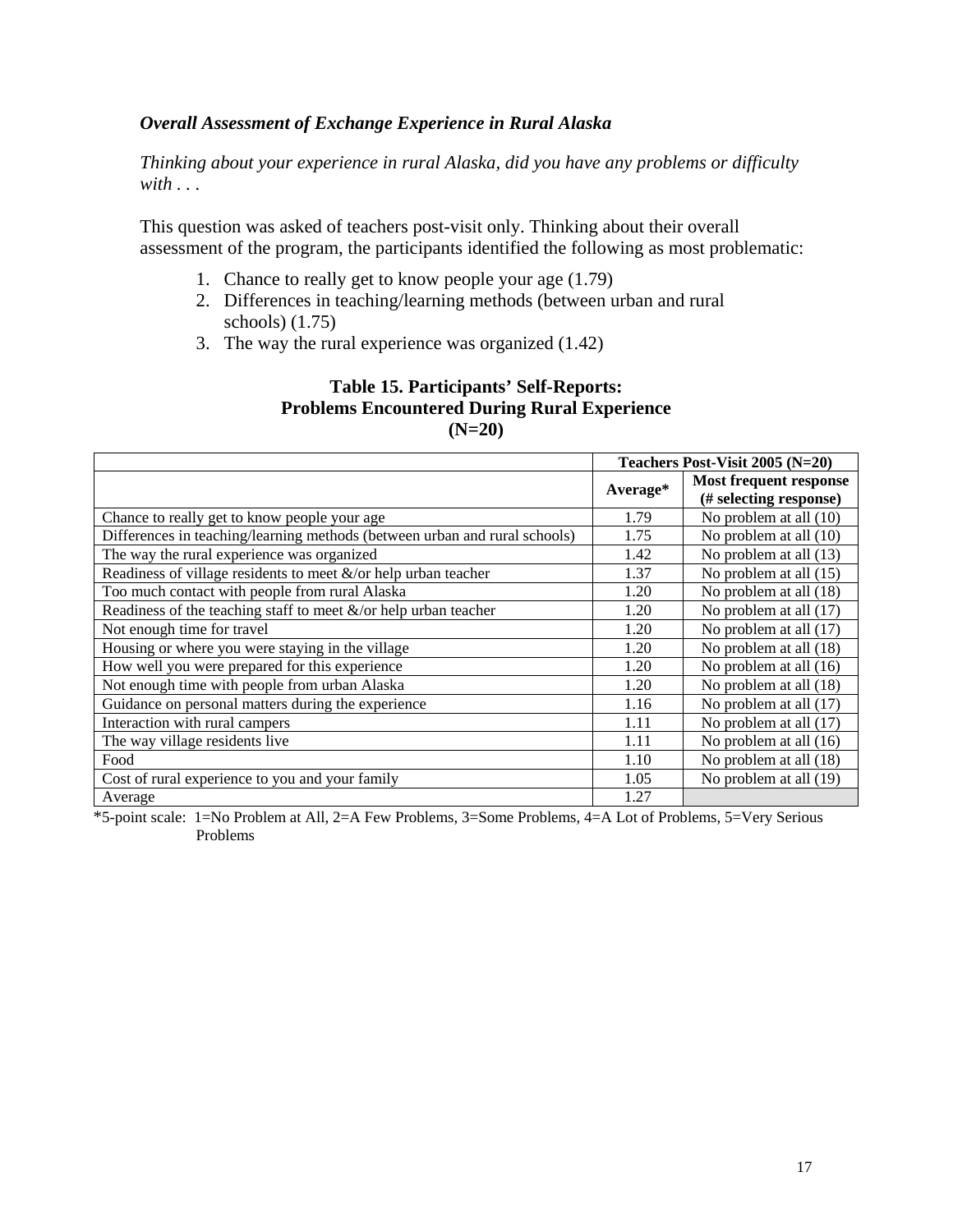***Overall Assessment of Exchange Experience in Rural Alaska***

*Thinking about your experience in rural Alaska, did you have any problems or difficulty with . . .*

This question was asked of teachers post-visit only. Thinking about their overall assessment of the program, the participants identified the following as most problematic:

1. Chance to really get to know people your age (1.79)
2. Differences in teaching/learning methods (between urban and rural schools) (1.75)
3. The way the rural experience was organized (1.42)

**Table 15. Participants' Self-Reports: Problems Encountered During Rural Experience (N=20)**

| | Teachers Post-Visit 2005 (N=20) | |
|---|---|---|
| | **Average*** | **Most frequent response (# selecting response)** |
| Chance to really get to know people your age | 1.79 | No problem at all (10) |
| Differences in teaching/learning methods (between urban and rural schools) | 1.75 | No problem at all (10) |
| The way the rural experience was organized | 1.42 | No problem at all (13) |
| Readiness of village residents to meet &/or help urban teacher | 1.37 | No problem at all (15) |
| Too much contact with people from rural Alaska | 1.20 | No problem at all (18) |
| Readiness of the teaching staff to meet &/or help urban teacher | 1.20 | No problem at all (17) |
| Not enough time for travel | 1.20 | No problem at all (17) |
| Housing or where you were staying in the village | 1.20 | No problem at all (18) |
| How well you were prepared for this experience | 1.20 | No problem at all (16) |
| Not enough time with people from urban Alaska | 1.20 | No problem at all (18) |
| Guidance on personal matters during the experience | 1.16 | No problem at all (17) |
| Interaction with rural campers | 1.11 | No problem at all (17) |
| The way village residents live | 1.11 | No problem at all (16) |
| Food | 1.10 | No problem at all (18) |
| Cost of rural experience to you and your family | 1.05 | No problem at all (19) |
| Average | 1.27 | |

*5-point scale: 1=No Problem at All, 2=A Few Problems, 3=Some Problems, 4=A Lot of Problems, 5=Very Serious Problems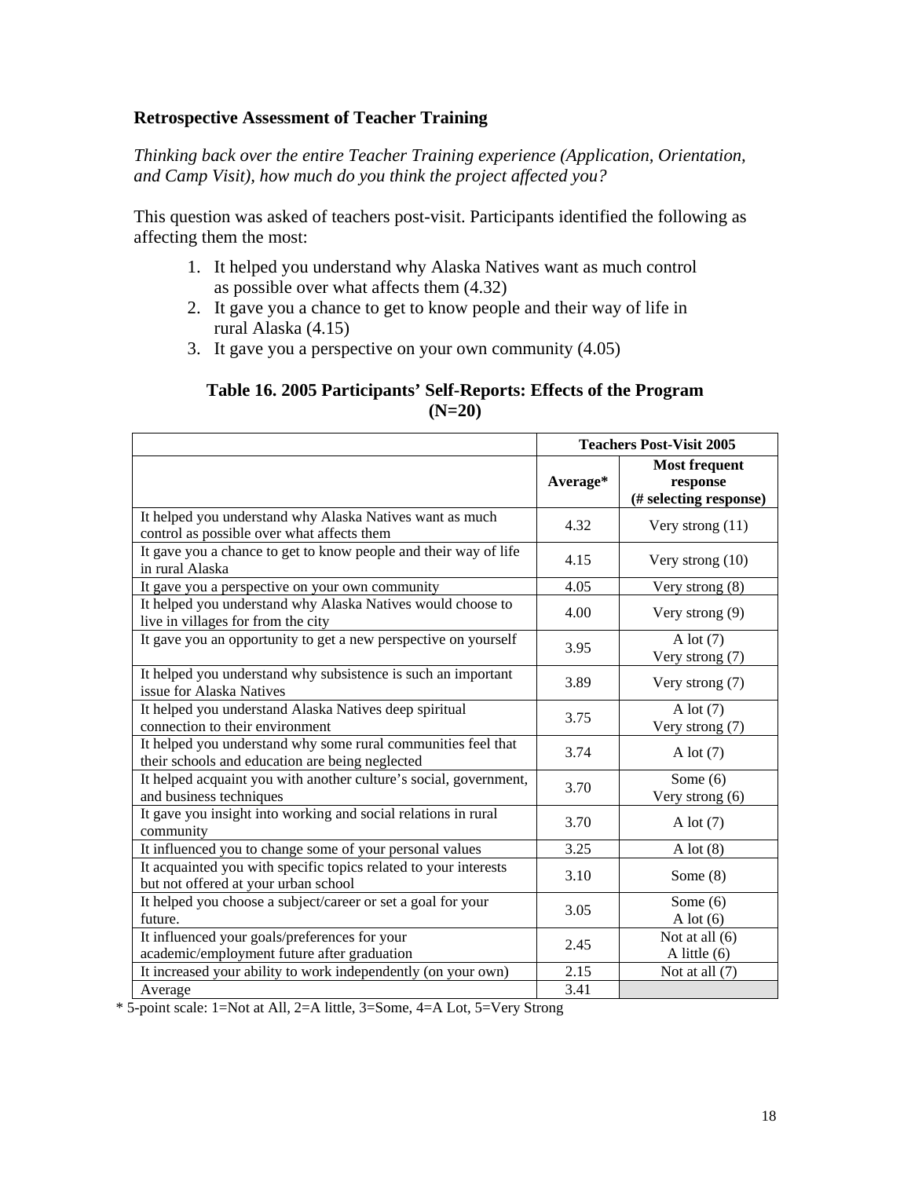**Retrospective Assessment of Teacher Training**

*Thinking back over the entire Teacher Training experience (Application, Orientation, and Camp Visit), how much do you think the project affected you?*

This question was asked of teachers post-visit. Participants identified the following as affecting them the most:

1. It helped you understand why Alaska Natives want as much control as possible over what affects them (4.32)
2. It gave you a chance to get to know people and their way of life in rural Alaska (4.15)
3. It gave you a perspective on your own community (4.05)

**Table 16. 2005 Participants' Self-Reports: Effects of the Program (N=20)**

| | Teachers Post-Visit 2005 | |
|---|---|---|
| | **Average*** | **Most frequent response (# selecting response)** |
| It helped you understand why Alaska Natives want as much control as possible over what affects them | 4.32 | Very strong (11) |
| It gave you a chance to get to know people and their way of life in rural Alaska | 4.15 | Very strong (10) |
| It gave you a perspective on your own community | 4.05 | Very strong (8) |
| It helped you understand why Alaska Natives would choose to live in villages for from the city | 4.00 | Very strong (9) |
| It gave you an opportunity to get a new perspective on yourself | 3.95 | A lot (7)<br>Very strong (7) |
| It helped you understand why subsistence is such an important issue for Alaska Natives | 3.89 | Very strong (7) |
| It helped you understand Alaska Natives deep spiritual connection to their environment | 3.75 | A lot (7)<br>Very strong (7) |
| It helped you understand why some rural communities feel that their schools and education are being neglected | 3.74 | A lot (7) |
| It helped acquaint you with another culture's social, government, and business techniques | 3.70 | Some (6)<br>Very strong (6) |
| It gave you insight into working and social relations in rural community | 3.70 | A lot (7) |
| It influenced you to change some of your personal values | 3.25 | A lot (8) |
| It acquainted you with specific topics related to your interests but not offered at your urban school | 3.10 | Some (8) |
| It helped you choose a subject/career or set a goal for your future. | 3.05 | Some (6)<br>A lot (6) |
| It influenced your goals/preferences for your academic/employment future after graduation | 2.45 | Not at all (6)<br>A little (6) |
| It increased your ability to work independently (on your own) | 2.15 | Not at all (7) |
| Average | 3.41 | |

* 5-point scale: 1=Not at All, 2=A little, 3=Some, 4=A Lot, 5=Very Strong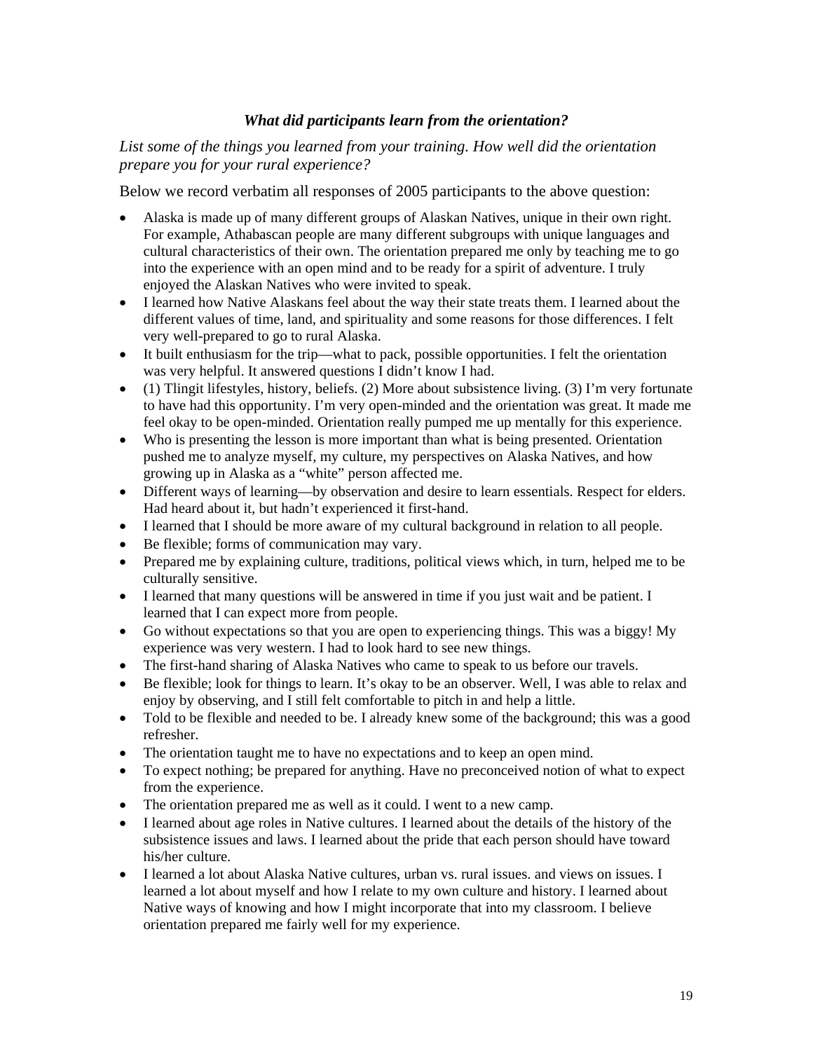### *What did participants learn from the orientation?*

*List some of the things you learned from your training. How well did the orientation prepare you for your rural experience?*

Below we record verbatim all responses of 2005 participants to the above question:

- Alaska is made up of many different groups of Alaskan Natives, unique in their own right. For example, Athabascan people are many different subgroups with unique languages and cultural characteristics of their own. The orientation prepared me only by teaching me to go into the experience with an open mind and to be ready for a spirit of adventure. I truly enjoyed the Alaskan Natives who were invited to speak.
- I learned how Native Alaskans feel about the way their state treats them. I learned about the different values of time, land, and spirituality and some reasons for those differences. I felt very well-prepared to go to rural Alaska.
- It built enthusiasm for the trip—what to pack, possible opportunities. I felt the orientation was very helpful. It answered questions I didn't know I had.
- (1) Tlingit lifestyles, history, beliefs. (2) More about subsistence living. (3) I'm very fortunate to have had this opportunity. I'm very open-minded and the orientation was great. It made me feel okay to be open-minded. Orientation really pumped me up mentally for this experience.
- Who is presenting the lesson is more important than what is being presented. Orientation pushed me to analyze myself, my culture, my perspectives on Alaska Natives, and how growing up in Alaska as a "white" person affected me.
- Different ways of learning—by observation and desire to learn essentials. Respect for elders. Had heard about it, but hadn't experienced it first-hand.
- I learned that I should be more aware of my cultural background in relation to all people.
- Be flexible; forms of communication may vary.
- Prepared me by explaining culture, traditions, political views which, in turn, helped me to be culturally sensitive.
- I learned that many questions will be answered in time if you just wait and be patient. I learned that I can expect more from people.
- Go without expectations so that you are open to experiencing things. This was a biggy! My experience was very western. I had to look hard to see new things.
- The first-hand sharing of Alaska Natives who came to speak to us before our travels.
- Be flexible; look for things to learn. It's okay to be an observer. Well, I was able to relax and enjoy by observing, and I still felt comfortable to pitch in and help a little.
- Told to be flexible and needed to be. I already knew some of the background; this was a good refresher.
- The orientation taught me to have no expectations and to keep an open mind.
- To expect nothing; be prepared for anything. Have no preconceived notion of what to expect from the experience.
- The orientation prepared me as well as it could. I went to a new camp.
- I learned about age roles in Native cultures. I learned about the details of the history of the subsistence issues and laws. I learned about the pride that each person should have toward his/her culture.
- I learned a lot about Alaska Native cultures, urban vs. rural issues. and views on issues. I learned a lot about myself and how I relate to my own culture and history. I learned about Native ways of knowing and how I might incorporate that into my classroom. I believe orientation prepared me fairly well for my experience.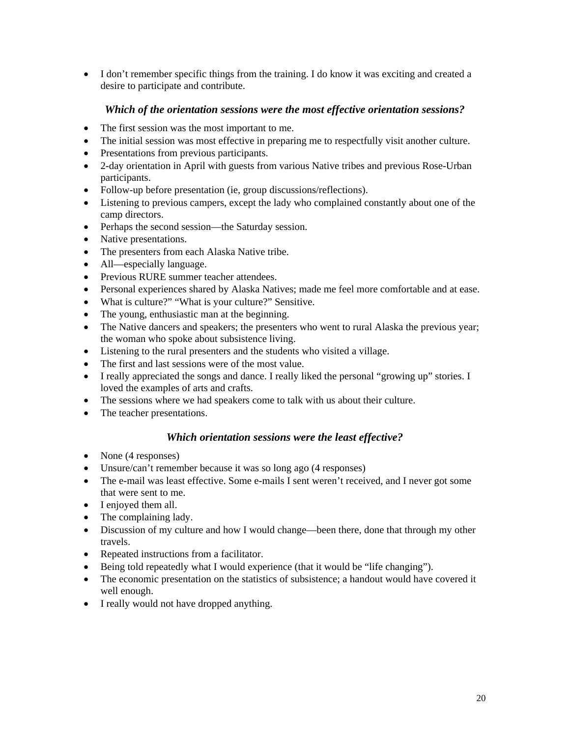- I don't remember specific things from the training. I do know it was exciting and created a desire to participate and contribute.

### *Which of the orientation sessions were the most effective orientation sessions?*

- The first session was the most important to me.
- The initial session was most effective in preparing me to respectfully visit another culture.
- Presentations from previous participants.
- 2-day orientation in April with guests from various Native tribes and previous Rose-Urban participants.
- Follow-up before presentation (ie, group discussions/reflections).
- Listening to previous campers, except the lady who complained constantly about one of the camp directors.
- Perhaps the second session—the Saturday session.
- Native presentations.
- The presenters from each Alaska Native tribe.
- All—especially language.
- Previous RURE summer teacher attendees.
- Personal experiences shared by Alaska Natives; made me feel more comfortable and at ease.
- What is culture?" "What is your culture?" Sensitive.
- The young, enthusiastic man at the beginning.
- The Native dancers and speakers; the presenters who went to rural Alaska the previous year; the woman who spoke about subsistence living.
- Listening to the rural presenters and the students who visited a village.
- The first and last sessions were of the most value.
- I really appreciated the songs and dance. I really liked the personal "growing up" stories. I loved the examples of arts and crafts.
- The sessions where we had speakers come to talk with us about their culture.
- The teacher presentations.

### *Which orientation sessions were the least effective?*

- None (4 responses)
- Unsure/can't remember because it was so long ago (4 responses)
- The e-mail was least effective. Some e-mails I sent weren't received, and I never got some that were sent to me.
- I enjoyed them all.
- The complaining lady.
- Discussion of my culture and how I would change—been there, done that through my other travels.
- Repeated instructions from a facilitator.
- Being told repeatedly what I would experience (that it would be "life changing").
- The economic presentation on the statistics of subsistence; a handout would have covered it well enough.
- I really would not have dropped anything.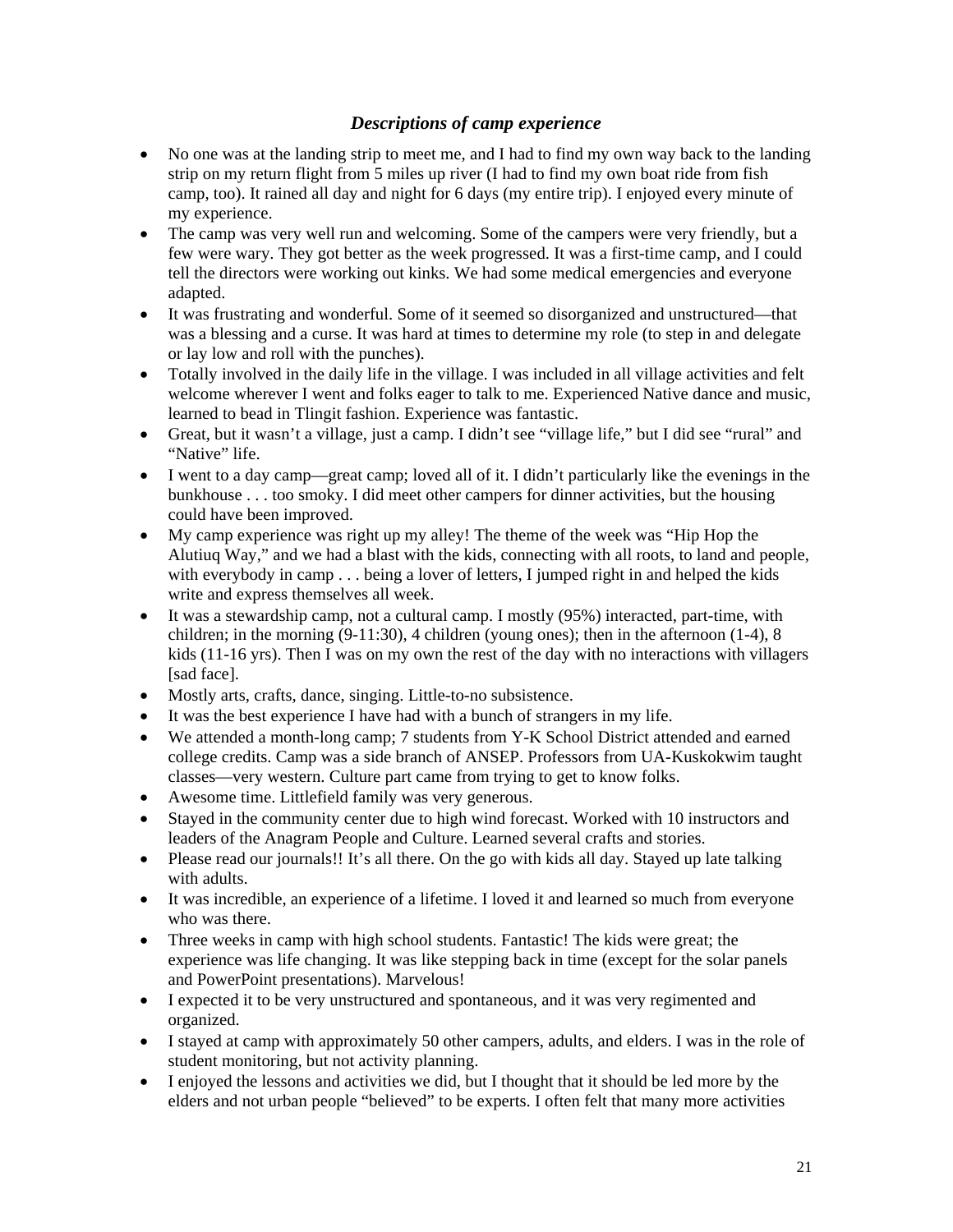### *Descriptions of camp experience*

- No one was at the landing strip to meet me, and I had to find my own way back to the landing strip on my return flight from 5 miles up river (I had to find my own boat ride from fish camp, too). It rained all day and night for 6 days (my entire trip). I enjoyed every minute of my experience.
- The camp was very well run and welcoming. Some of the campers were very friendly, but a few were wary. They got better as the week progressed. It was a first-time camp, and I could tell the directors were working out kinks. We had some medical emergencies and everyone adapted.
- It was frustrating and wonderful. Some of it seemed so disorganized and unstructured—that was a blessing and a curse. It was hard at times to determine my role (to step in and delegate or lay low and roll with the punches).
- Totally involved in the daily life in the village. I was included in all village activities and felt welcome wherever I went and folks eager to talk to me. Experienced Native dance and music, learned to bead in Tlingit fashion. Experience was fantastic.
- Great, but it wasn't a village, just a camp. I didn't see "village life," but I did see "rural" and "Native" life.
- I went to a day camp—great camp; loved all of it. I didn't particularly like the evenings in the bunkhouse . . . too smoky. I did meet other campers for dinner activities, but the housing could have been improved.
- My camp experience was right up my alley! The theme of the week was "Hip Hop the Alutiuq Way," and we had a blast with the kids, connecting with all roots, to land and people, with everybody in camp . . . being a lover of letters, I jumped right in and helped the kids write and express themselves all week.
- It was a stewardship camp, not a cultural camp. I mostly (95%) interacted, part-time, with children; in the morning (9-11:30), 4 children (young ones); then in the afternoon (1-4), 8 kids (11-16 yrs). Then I was on my own the rest of the day with no interactions with villagers [sad face].
- Mostly arts, crafts, dance, singing. Little-to-no subsistence.
- It was the best experience I have had with a bunch of strangers in my life.
- We attended a month-long camp; 7 students from Y-K School District attended and earned college credits. Camp was a side branch of ANSEP. Professors from UA-Kuskokwim taught classes—very western. Culture part came from trying to get to know folks.
- Awesome time. Littlefield family was very generous.
- Stayed in the community center due to high wind forecast. Worked with 10 instructors and leaders of the Anagram People and Culture. Learned several crafts and stories.
- Please read our journals!! It's all there. On the go with kids all day. Stayed up late talking with adults.
- It was incredible, an experience of a lifetime. I loved it and learned so much from everyone who was there.
- Three weeks in camp with high school students. Fantastic! The kids were great; the experience was life changing. It was like stepping back in time (except for the solar panels and PowerPoint presentations). Marvelous!
- I expected it to be very unstructured and spontaneous, and it was very regimented and organized.
- I stayed at camp with approximately 50 other campers, adults, and elders. I was in the role of student monitoring, but not activity planning.
- I enjoyed the lessons and activities we did, but I thought that it should be led more by the elders and not urban people "believed" to be experts. I often felt that many more activities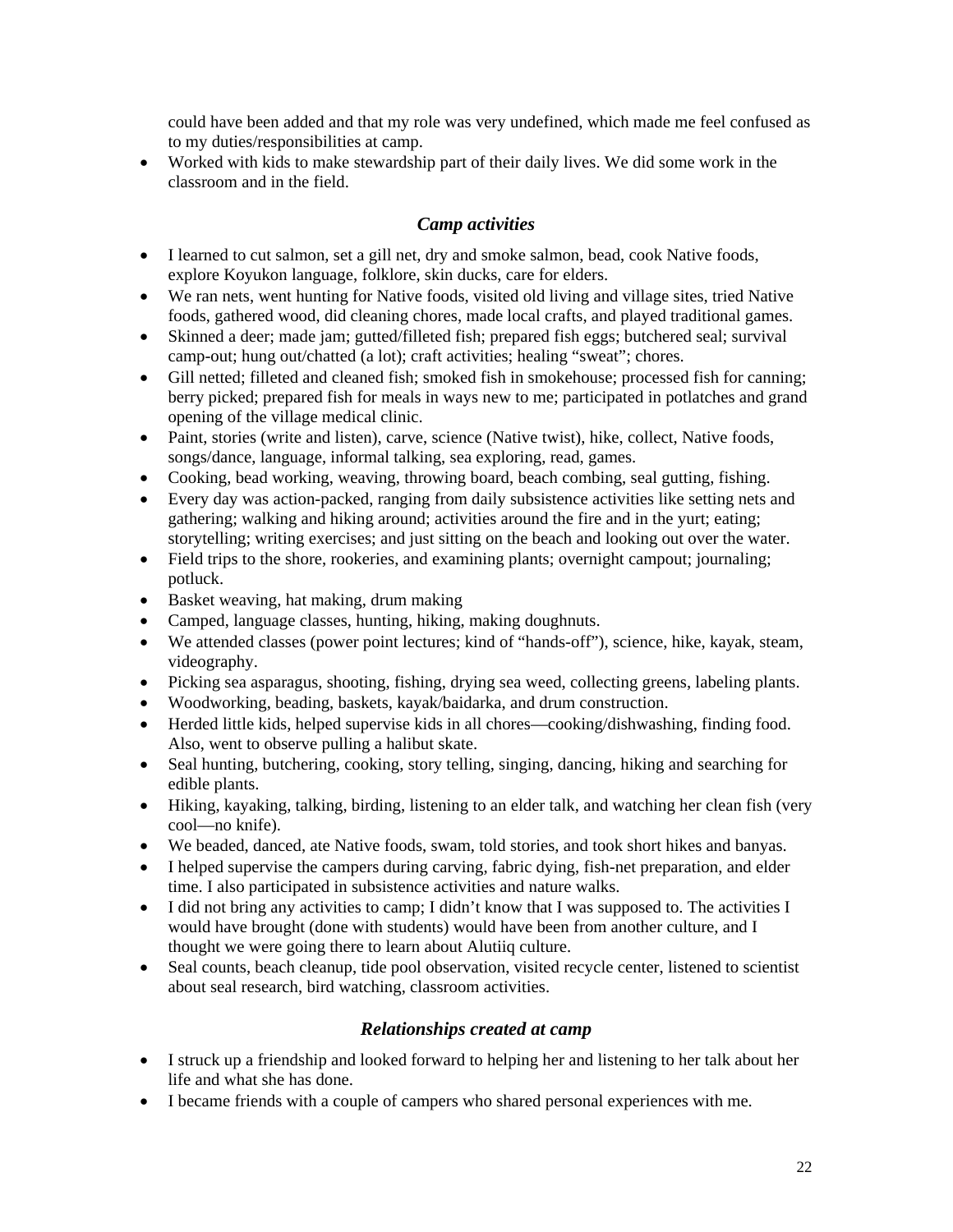could have been added and that my role was very undefined, which made me feel confused as to my duties/responsibilities at camp.

- Worked with kids to make stewardship part of their daily lives. We did some work in the classroom and in the field.

### *Camp activities*

- I learned to cut salmon, set a gill net, dry and smoke salmon, bead, cook Native foods, explore Koyukon language, folklore, skin ducks, care for elders.
- We ran nets, went hunting for Native foods, visited old living and village sites, tried Native foods, gathered wood, did cleaning chores, made local crafts, and played traditional games.
- Skinned a deer; made jam; gutted/filleted fish; prepared fish eggs; butchered seal; survival camp-out; hung out/chatted (a lot); craft activities; healing "sweat"; chores.
- Gill netted; filleted and cleaned fish; smoked fish in smokehouse; processed fish for canning; berry picked; prepared fish for meals in ways new to me; participated in potlatches and grand opening of the village medical clinic.
- Paint, stories (write and listen), carve, science (Native twist), hike, collect, Native foods, songs/dance, language, informal talking, sea exploring, read, games.
- Cooking, bead working, weaving, throwing board, beach combing, seal gutting, fishing.
- Every day was action-packed, ranging from daily subsistence activities like setting nets and gathering; walking and hiking around; activities around the fire and in the yurt; eating; storytelling; writing exercises; and just sitting on the beach and looking out over the water.
- Field trips to the shore, rookeries, and examining plants; overnight campout; journaling; potluck.
- Basket weaving, hat making, drum making
- Camped, language classes, hunting, hiking, making doughnuts.
- We attended classes (power point lectures; kind of "hands-off"), science, hike, kayak, steam, videography.
- Picking sea asparagus, shooting, fishing, drying sea weed, collecting greens, labeling plants.
- Woodworking, beading, baskets, kayak/baidarka, and drum construction.
- Herded little kids, helped supervise kids in all chores—cooking/dishwashing, finding food. Also, went to observe pulling a halibut skate.
- Seal hunting, butchering, cooking, story telling, singing, dancing, hiking and searching for edible plants.
- Hiking, kayaking, talking, birding, listening to an elder talk, and watching her clean fish (very cool—no knife).
- We beaded, danced, ate Native foods, swam, told stories, and took short hikes and banyas.
- I helped supervise the campers during carving, fabric dying, fish-net preparation, and elder time. I also participated in subsistence activities and nature walks.
- I did not bring any activities to camp; I didn't know that I was supposed to. The activities I would have brought (done with students) would have been from another culture, and I thought we were going there to learn about Alutiiq culture.
- Seal counts, beach cleanup, tide pool observation, visited recycle center, listened to scientist about seal research, bird watching, classroom activities.

### *Relationships created at camp*

- I struck up a friendship and looked forward to helping her and listening to her talk about her life and what she has done.
- I became friends with a couple of campers who shared personal experiences with me.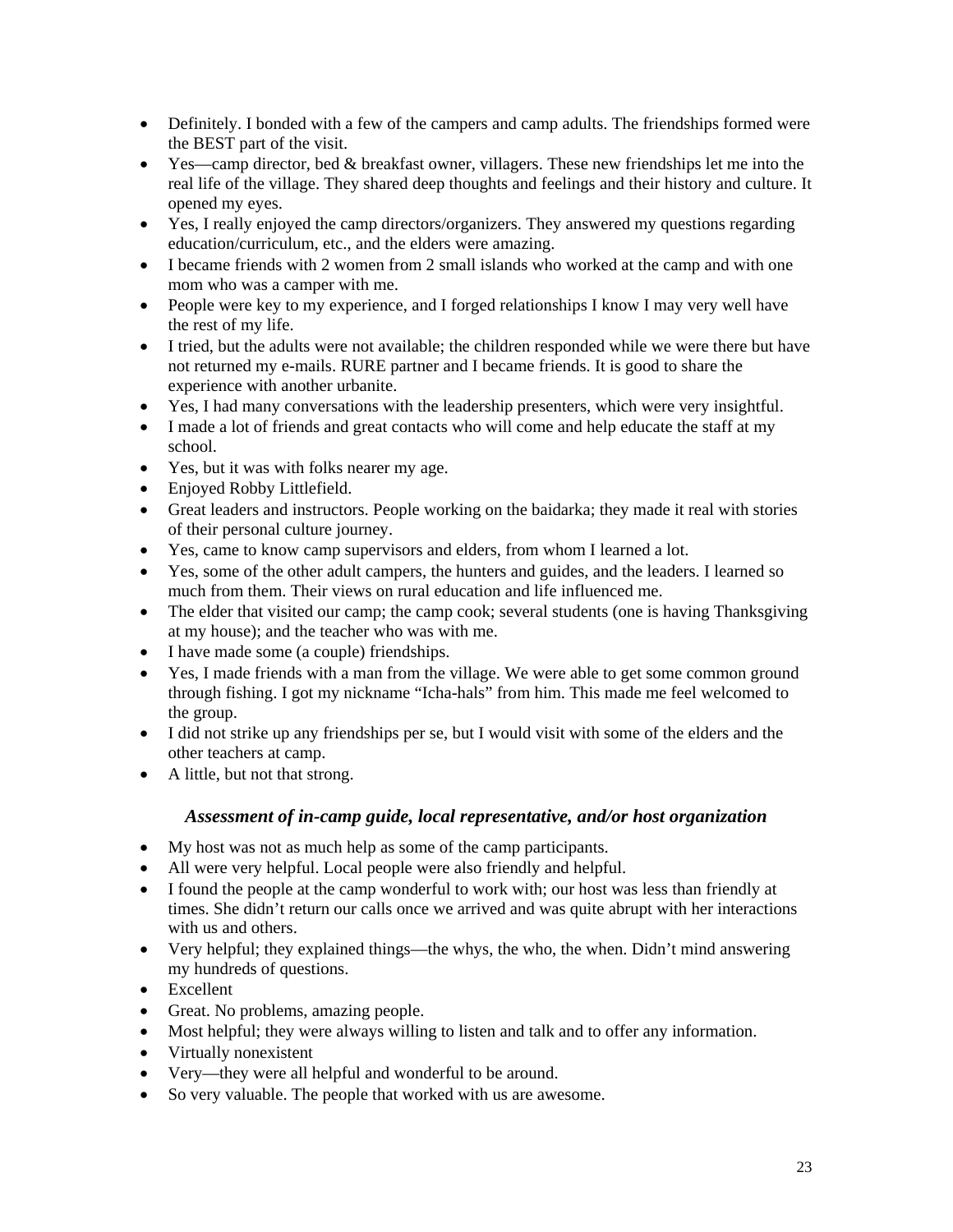- Definitely. I bonded with a few of the campers and camp adults. The friendships formed were the BEST part of the visit.
- Yes—camp director, bed & breakfast owner, villagers. These new friendships let me into the real life of the village. They shared deep thoughts and feelings and their history and culture. It opened my eyes.
- Yes, I really enjoyed the camp directors/organizers. They answered my questions regarding education/curriculum, etc., and the elders were amazing.
- I became friends with 2 women from 2 small islands who worked at the camp and with one mom who was a camper with me.
- People were key to my experience, and I forged relationships I know I may very well have the rest of my life.
- I tried, but the adults were not available; the children responded while we were there but have not returned my e-mails. RURE partner and I became friends. It is good to share the experience with another urbanite.
- Yes, I had many conversations with the leadership presenters, which were very insightful.
- I made a lot of friends and great contacts who will come and help educate the staff at my school.
- Yes, but it was with folks nearer my age.
- Enjoyed Robby Littlefield.
- Great leaders and instructors. People working on the baidarka; they made it real with stories of their personal culture journey.
- Yes, came to know camp supervisors and elders, from whom I learned a lot.
- Yes, some of the other adult campers, the hunters and guides, and the leaders. I learned so much from them. Their views on rural education and life influenced me.
- The elder that visited our camp; the camp cook; several students (one is having Thanksgiving at my house); and the teacher who was with me.
- I have made some (a couple) friendships.
- Yes, I made friends with a man from the village. We were able to get some common ground through fishing. I got my nickname "Icha-hals" from him. This made me feel welcomed to the group.
- I did not strike up any friendships per se, but I would visit with some of the elders and the other teachers at camp.
- A little, but not that strong.

### *Assessment of in-camp guide, local representative, and/or host organization*

- My host was not as much help as some of the camp participants.
- All were very helpful. Local people were also friendly and helpful.
- I found the people at the camp wonderful to work with; our host was less than friendly at times. She didn't return our calls once we arrived and was quite abrupt with her interactions with us and others.
- Very helpful; they explained things—the whys, the who, the when. Didn't mind answering my hundreds of questions.
- Excellent
- Great. No problems, amazing people.
- Most helpful; they were always willing to listen and talk and to offer any information.
- Virtually nonexistent
- Very—they were all helpful and wonderful to be around.
- So very valuable. The people that worked with us are awesome.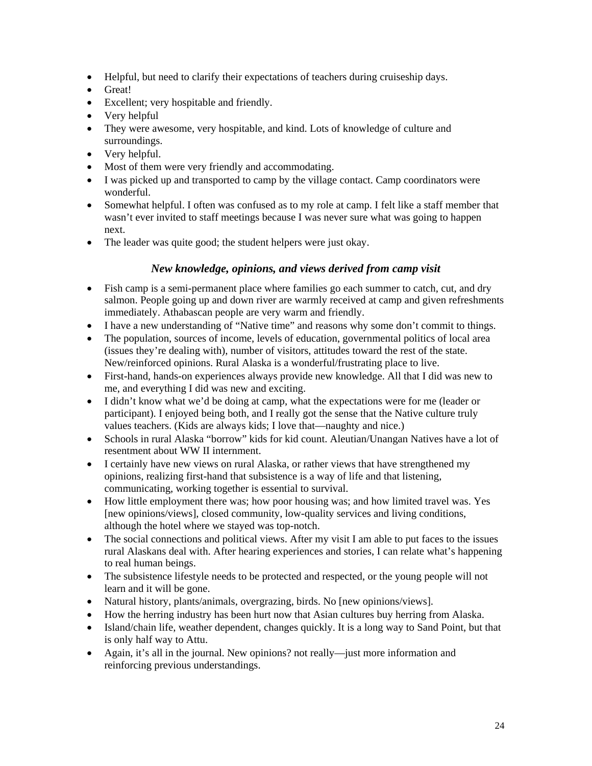- Helpful, but need to clarify their expectations of teachers during cruiseship days.
- Great!
- Excellent; very hospitable and friendly.
- Very helpful
- They were awesome, very hospitable, and kind. Lots of knowledge of culture and surroundings.
- Very helpful.
- Most of them were very friendly and accommodating.
- I was picked up and transported to camp by the village contact. Camp coordinators were wonderful.
- Somewhat helpful. I often was confused as to my role at camp. I felt like a staff member that wasn't ever invited to staff meetings because I was never sure what was going to happen next.
- The leader was quite good; the student helpers were just okay.

### *New knowledge, opinions, and views derived from camp visit*

- Fish camp is a semi-permanent place where families go each summer to catch, cut, and dry salmon. People going up and down river are warmly received at camp and given refreshments immediately. Athabascan people are very warm and friendly.
- I have a new understanding of "Native time" and reasons why some don't commit to things.
- The population, sources of income, levels of education, governmental politics of local area (issues they're dealing with), number of visitors, attitudes toward the rest of the state. New/reinforced opinions. Rural Alaska is a wonderful/frustrating place to live.
- First-hand, hands-on experiences always provide new knowledge. All that I did was new to me, and everything I did was new and exciting.
- I didn't know what we'd be doing at camp, what the expectations were for me (leader or participant). I enjoyed being both, and I really got the sense that the Native culture truly values teachers. (Kids are always kids; I love that—naughty and nice.)
- Schools in rural Alaska "borrow" kids for kid count. Aleutian/Unangan Natives have a lot of resentment about WW II internment.
- I certainly have new views on rural Alaska, or rather views that have strengthened my opinions, realizing first-hand that subsistence is a way of life and that listening, communicating, working together is essential to survival.
- How little employment there was; how poor housing was; and how limited travel was. Yes [new opinions/views], closed community, low-quality services and living conditions, although the hotel where we stayed was top-notch.
- The social connections and political views. After my visit I am able to put faces to the issues rural Alaskans deal with. After hearing experiences and stories, I can relate what's happening to real human beings.
- The subsistence lifestyle needs to be protected and respected, or the young people will not learn and it will be gone.
- Natural history, plants/animals, overgrazing, birds. No [new opinions/views].
- How the herring industry has been hurt now that Asian cultures buy herring from Alaska.
- Island/chain life, weather dependent, changes quickly. It is a long way to Sand Point, but that is only half way to Attu.
- Again, it's all in the journal. New opinions? not really—just more information and reinforcing previous understandings.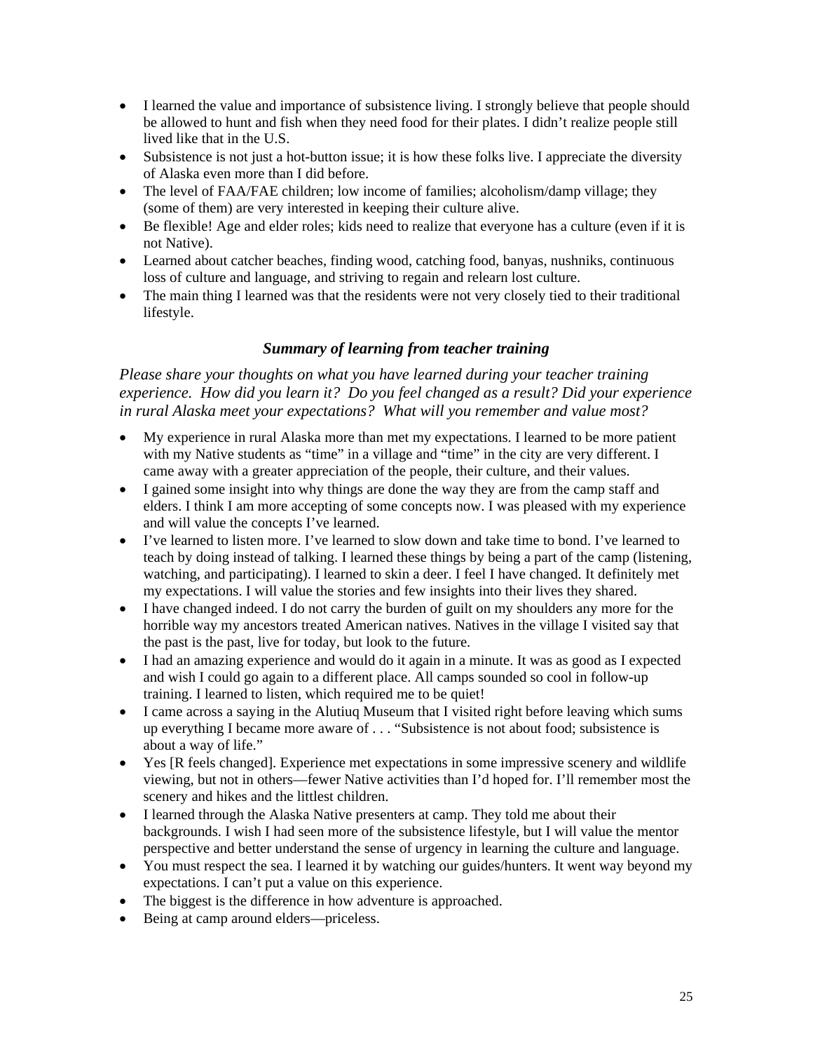- I learned the value and importance of subsistence living. I strongly believe that people should be allowed to hunt and fish when they need food for their plates. I didn't realize people still lived like that in the U.S.
- Subsistence is not just a hot-button issue; it is how these folks live. I appreciate the diversity of Alaska even more than I did before.
- The level of FAA/FAE children; low income of families; alcoholism/damp village; they (some of them) are very interested in keeping their culture alive.
- Be flexible! Age and elder roles; kids need to realize that everyone has a culture (even if it is not Native).
- Learned about catcher beaches, finding wood, catching food, banyas, nushniks, continuous loss of culture and language, and striving to regain and relearn lost culture.
- The main thing I learned was that the residents were not very closely tied to their traditional lifestyle.

### *Summary of learning from teacher training*

*Please share your thoughts on what you have learned during your teacher training experience. How did you learn it? Do you feel changed as a result? Did your experience in rural Alaska meet your expectations? What will you remember and value most?*

- My experience in rural Alaska more than met my expectations. I learned to be more patient with my Native students as "time" in a village and "time" in the city are very different. I came away with a greater appreciation of the people, their culture, and their values.
- I gained some insight into why things are done the way they are from the camp staff and elders. I think I am more accepting of some concepts now. I was pleased with my experience and will value the concepts I've learned.
- I've learned to listen more. I've learned to slow down and take time to bond. I've learned to teach by doing instead of talking. I learned these things by being a part of the camp (listening, watching, and participating). I learned to skin a deer. I feel I have changed. It definitely met my expectations. I will value the stories and few insights into their lives they shared.
- I have changed indeed. I do not carry the burden of guilt on my shoulders any more for the horrible way my ancestors treated American natives. Natives in the village I visited say that the past is the past, live for today, but look to the future.
- I had an amazing experience and would do it again in a minute. It was as good as I expected and wish I could go again to a different place. All camps sounded so cool in follow-up training. I learned to listen, which required me to be quiet!
- I came across a saying in the Alutiiq Museum that I visited right before leaving which sums up everything I became more aware of . . . "Subsistence is not about food; subsistence is about a way of life."
- Yes [R feels changed]. Experience met expectations in some impressive scenery and wildlife viewing, but not in others—fewer Native activities than I'd hoped for. I'll remember most the scenery and hikes and the littlest children.
- I learned through the Alaska Native presenters at camp. They told me about their backgrounds. I wish I had seen more of the subsistence lifestyle, but I will value the mentor perspective and better understand the sense of urgency in learning the culture and language.
- You must respect the sea. I learned it by watching our guides/hunters. It went way beyond my expectations. I can't put a value on this experience.
- The biggest is the difference in how adventure is approached.
- Being at camp around elders—priceless.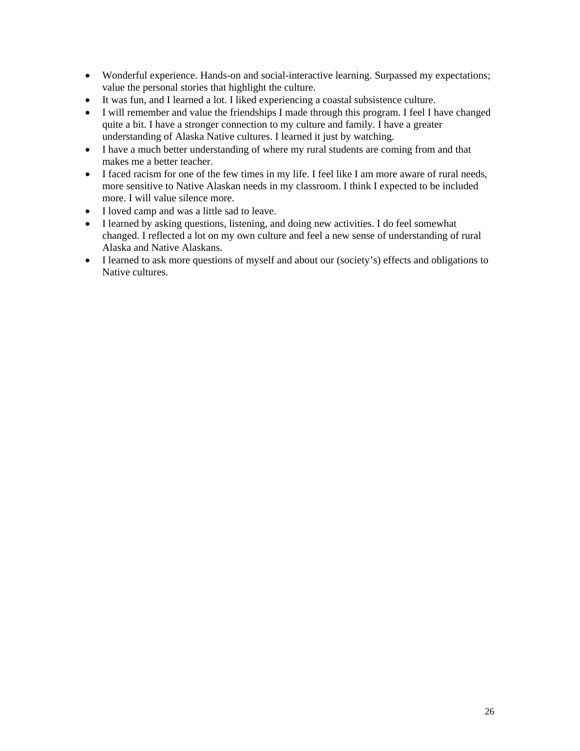- Wonderful experience. Hands-on and social-interactive learning. Surpassed my expectations; value the personal stories that highlight the culture.
- It was fun, and I learned a lot. I liked experiencing a coastal subsistence culture.
- I will remember and value the friendships I made through this program. I feel I have changed quite a bit. I have a stronger connection to my culture and family. I have a greater understanding of Alaska Native cultures. I learned it just by watching.
- I have a much better understanding of where my rural students are coming from and that makes me a better teacher.
- I faced racism for one of the few times in my life. I feel like I am more aware of rural needs, more sensitive to Native Alaskan needs in my classroom. I think I expected to be included more. I will value silence more.
- I loved camp and was a little sad to leave.
- I learned by asking questions, listening, and doing new activities. I do feel somewhat changed. I reflected a lot on my own culture and feel a new sense of understanding of rural Alaska and Native Alaskans.
- I learned to ask more questions of myself and about our (society's) effects and obligations to Native cultures.